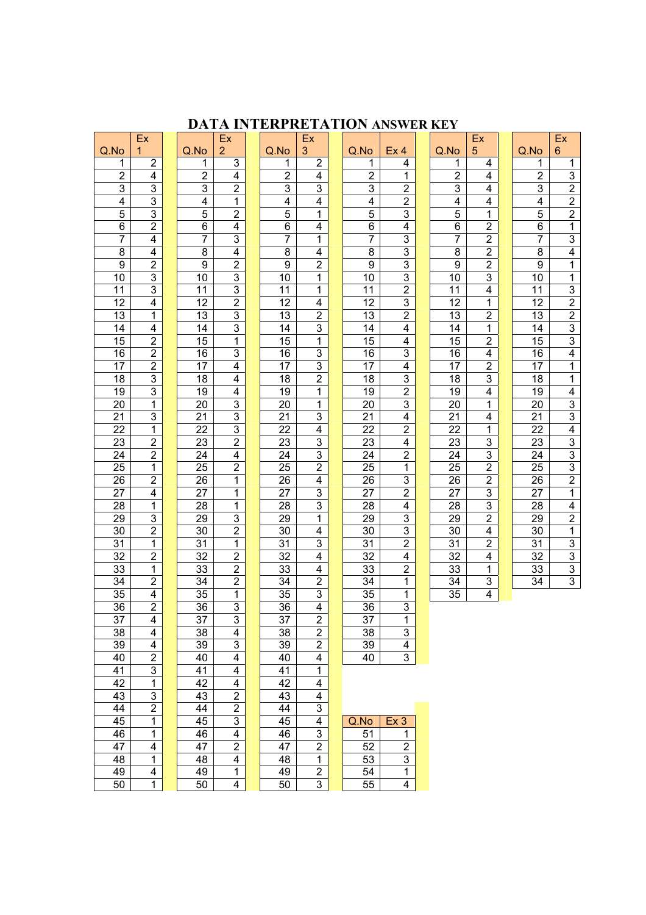# DATA INTERPRETATION ANSWER KEY

| Q.No | Ex 1 |
|---|---|
| 1 | 2 |
| 2 | 4 |
| 3 | 3 |
| 4 | 3 |
| 5 | 3 |
| 6 | 2 |
| 7 | 4 |
| 8 | 4 |
| 9 | 2 |
| 10 | 3 |
| 11 | 3 |
| 12 | 4 |
| 13 | 1 |
| 14 | 4 |
| 15 | 2 |
| 16 | 2 |
| 17 | 2 |
| 18 | 3 |
| 19 | 3 |
| 20 | 1 |
| 21 | 3 |
| 22 | 1 |
| 23 | 2 |
| 24 | 2 |
| 25 | 1 |
| 26 | 2 |
| 27 | 4 |
| 28 | 1 |
| 29 | 3 |
| 30 | 2 |
| 31 | 1 |
| 32 | 2 |
| 33 | 1 |
| 34 | 2 |
| 35 | 4 |
| 36 | 2 |
| 37 | 4 |
| 38 | 4 |
| 39 | 4 |
| 40 | 2 |
| 41 | 3 |
| 42 | 1 |
| 43 | 3 |
| 44 | 2 |
| 45 | 1 |
| 46 | 1 |
| 47 | 4 |
| 48 | 1 |
| 49 | 4 |
| 50 | 1 |

| Q.No | Ex 2 |
|---|---|
| 1 | 3 |
| 2 | 4 |
| 3 | 2 |
| 4 | 1 |
| 5 | 2 |
| 6 | 4 |
| 7 | 3 |
| 8 | 4 |
| 9 | 2 |
| 10 | 3 |
| 11 | 3 |
| 12 | 2 |
| 13 | 3 |
| 14 | 3 |
| 15 | 1 |
| 16 | 3 |
| 17 | 4 |
| 18 | 4 |
| 19 | 4 |
| 20 | 3 |
| 21 | 3 |
| 22 | 3 |
| 23 | 2 |
| 24 | 4 |
| 25 | 2 |
| 26 | 1 |
| 27 | 1 |
| 28 | 1 |
| 29 | 3 |
| 30 | 2 |
| 31 | 1 |
| 32 | 2 |
| 33 | 2 |
| 34 | 2 |
| 35 | 1 |
| 36 | 3 |
| 37 | 3 |
| 38 | 4 |
| 39 | 3 |
| 40 | 4 |
| 41 | 4 |
| 42 | 4 |
| 43 | 2 |
| 44 | 2 |
| 45 | 3 |
| 46 | 4 |
| 47 | 2 |
| 48 | 4 |
| 49 | 1 |
| 50 | 4 |

| Q.No | Ex 3 |
|---|---|
| 1 | 2 |
| 2 | 4 |
| 3 | 3 |
| 4 | 4 |
| 5 | 1 |
| 6 | 4 |
| 7 | 1 |
| 8 | 4 |
| 9 | 2 |
| 10 | 1 |
| 11 | 1 |
| 12 | 4 |
| 13 | 2 |
| 14 | 3 |
| 15 | 1 |
| 16 | 3 |
| 17 | 3 |
| 18 | 2 |
| 19 | 1 |
| 20 | 1 |
| 21 | 3 |
| 22 | 4 |
| 23 | 3 |
| 24 | 3 |
| 25 | 2 |
| 26 | 4 |
| 27 | 3 |
| 28 | 3 |
| 29 | 1 |
| 30 | 4 |
| 31 | 3 |
| 32 | 4 |
| 33 | 4 |
| 34 | 2 |
| 35 | 3 |
| 36 | 4 |
| 37 | 2 |
| 38 | 2 |
| 39 | 2 |
| 40 | 4 |
| 41 | 1 |
| 42 | 4 |
| 43 | 4 |
| 44 | 3 |
| 45 | 4 |
| 46 | 3 |
| 47 | 2 |
| 48 | 1 |
| 49 | 2 |
| 50 | 3 |

| Q.No | Ex 3 |
|---|---|
| 51 | 1 |
| 52 | 2 |
| 53 | 3 |
| 54 | 1 |
| 55 | 4 |

| Q.No | Ex 4 |
|---|---|
| 1 | 4 |
| 2 | 1 |
| 3 | 2 |
| 4 | 2 |
| 5 | 3 |
| 6 | 4 |
| 7 | 3 |
| 8 | 3 |
| 9 | 3 |
| 10 | 3 |
| 11 | 2 |
| 12 | 3 |
| 13 | 2 |
| 14 | 4 |
| 15 | 4 |
| 16 | 3 |
| 17 | 4 |
| 18 | 3 |
| 19 | 2 |
| 20 | 3 |
| 21 | 4 |
| 22 | 2 |
| 23 | 4 |
| 24 | 2 |
| 25 | 1 |
| 26 | 3 |
| 27 | 2 |
| 28 | 4 |
| 29 | 3 |
| 30 | 3 |
| 31 | 2 |
| 32 | 4 |
| 33 | 2 |
| 34 | 1 |
| 35 | 1 |
| 36 | 3 |
| 37 | 1 |
| 38 | 3 |
| 39 | 4 |
| 40 | 3 |

| Q.No | Ex 5 |
|---|---|
| 1 | 4 |
| 2 | 4 |
| 3 | 4 |
| 4 | 4 |
| 5 | 1 |
| 6 | 2 |
| 7 | 2 |
| 8 | 2 |
| 9 | 2 |
| 10 | 3 |
| 11 | 4 |
| 12 | 1 |
| 13 | 2 |
| 14 | 1 |
| 15 | 2 |
| 16 | 4 |
| 17 | 2 |
| 18 | 3 |
| 19 | 4 |
| 20 | 1 |
| 21 | 4 |
| 22 | 1 |
| 23 | 3 |
| 24 | 3 |
| 25 | 2 |
| 26 | 2 |
| 27 | 3 |
| 28 | 3 |
| 29 | 2 |
| 30 | 4 |
| 31 | 2 |
| 32 | 4 |
| 33 | 1 |
| 34 | 3 |
| 35 | 4 |

| Q.No | Ex 6 |
|---|---|
| 1 | 1 |
| 2 | 3 |
| 3 | 2 |
| 4 | 2 |
| 5 | 2 |
| 6 | 1 |
| 7 | 3 |
| 8 | 4 |
| 9 | 1 |
| 10 | 1 |
| 11 | 3 |
| 12 | 2 |
| 13 | 2 |
| 14 | 3 |
| 15 | 3 |
| 16 | 4 |
| 17 | 1 |
| 18 | 1 |
| 19 | 4 |
| 20 | 3 |
| 21 | 3 |
| 22 | 4 |
| 23 | 3 |
| 24 | 3 |
| 25 | 3 |
| 26 | 2 |
| 27 | 1 |
| 28 | 4 |
| 29 | 2 |
| 30 | 1 |
| 31 | 3 |
| 32 | 3 |
| 33 | 3 |
| 34 | 3 |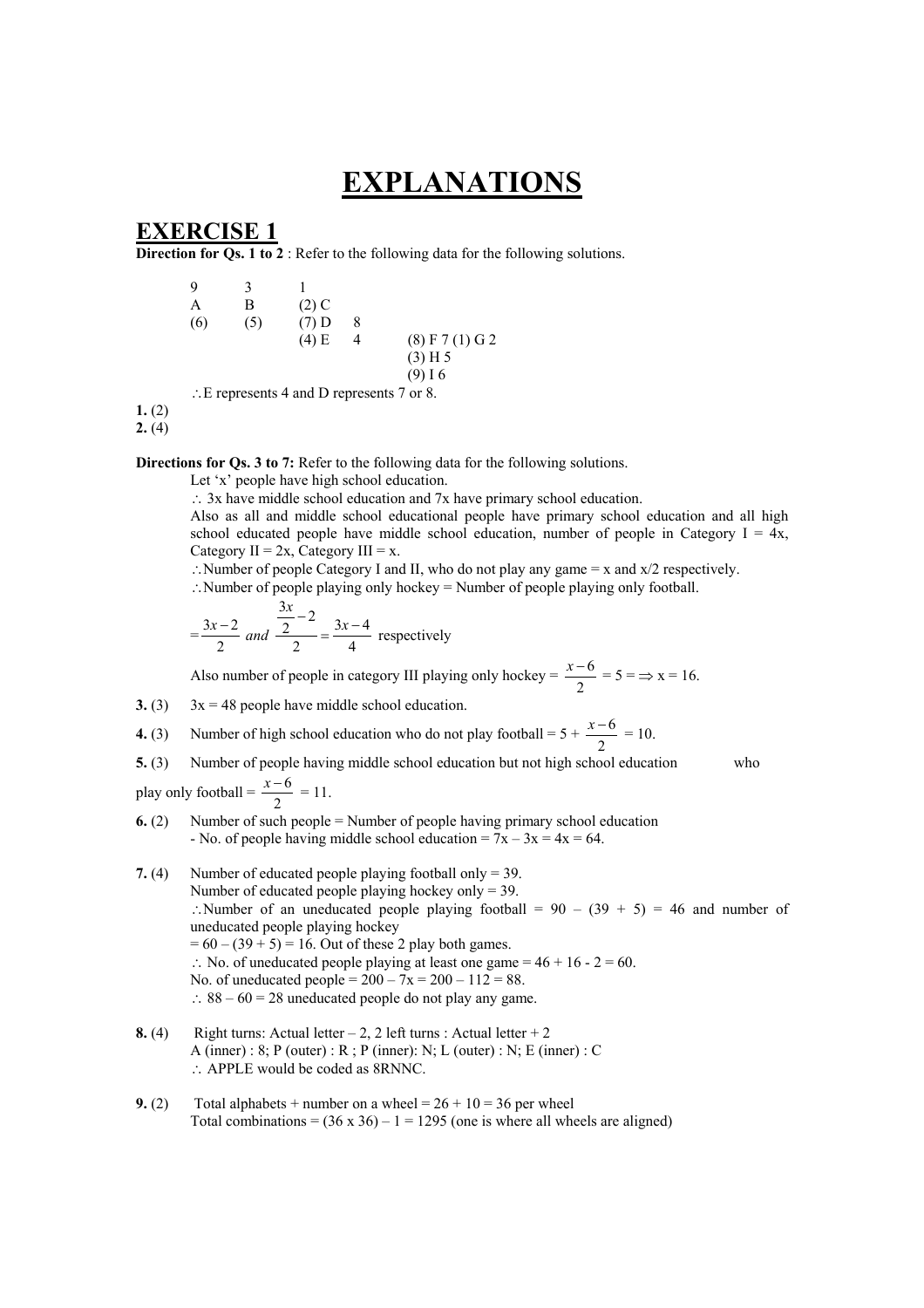# EXPLANATIONS

## EXERCISE 1

**Direction for Qs. 1 to 2** : Refer to the following data for the following solutions.

```
9       3       1
A       B       (2) C
(6)     (5)     (7) D    8
                (4) E    4      (8) F 7 (1) G 2
                                (3) H 5
                                (9) I 6
```

$\therefore$ E represents 4 and D represents 7 or 8.

**1.** (2)

**2.** (4)

**Directions for Qs. 3 to 7:** Refer to the following data for the following solutions.

Let 'x' people have high school education.

$\therefore$ 3x have middle school education and 7x have primary school education.

Also as all and middle school educational people have primary school education and all high school educated people have middle school education, number of people in Category I = 4x, Category II = 2x, Category III = x.

$\therefore$ Number of people Category I and II, who do not play any game = x and x/2 respectively.

$\therefore$ Number of people playing only hockey = Number of people playing only football.

$= \dfrac{3x-2}{2}$ *and* $\dfrac{\frac{3x}{2}-2}{2} = \dfrac{3x-4}{4}$ respectively

Also number of people in category III playing only hockey = $\dfrac{x-6}{2}$ = 5 = $\Rightarrow$ x = 16.

**3.** (3) 3x = 48 people have middle school education.

**4.** (3) Number of high school education who do not play football = 5 + $\dfrac{x-6}{2}$ = 10.

**5.** (3) Number of people having middle school education but not high school education who play only football = $\dfrac{x-6}{2}$ = 11.

**6.** (2) Number of such people = Number of people having primary school education - No. of people having middle school education = 7x – 3x = 4x = 64.

**7.** (4) Number of educated people playing football only = 39.
Number of educated people playing hockey only = 39.
$\therefore$ Number of an uneducated people playing football = 90 – (39 + 5) = 46 and number of uneducated people playing hockey
= 60 – (39 + 5) = 16. Out of these 2 play both games.
$\therefore$ No. of uneducated people playing at least one game = 46 + 16 - 2 = 60.
No. of uneducated people = 200 – 7x = 200 – 112 = 88.
$\therefore$ 88 – 60 = 28 uneducated people do not play any game.

**8.** (4) Right turns: Actual letter – 2, 2 left turns : Actual letter + 2
A (inner) : 8; P (outer) : R ; P (inner): N; L (outer) : N; E (inner) : C
$\therefore$ APPLE would be coded as 8RNNC.

**9.** (2) Total alphabets + number on a wheel = 26 + 10 = 36 per wheel
Total combinations = (36 x 36) – 1 = 1295 (one is where all wheels are aligned)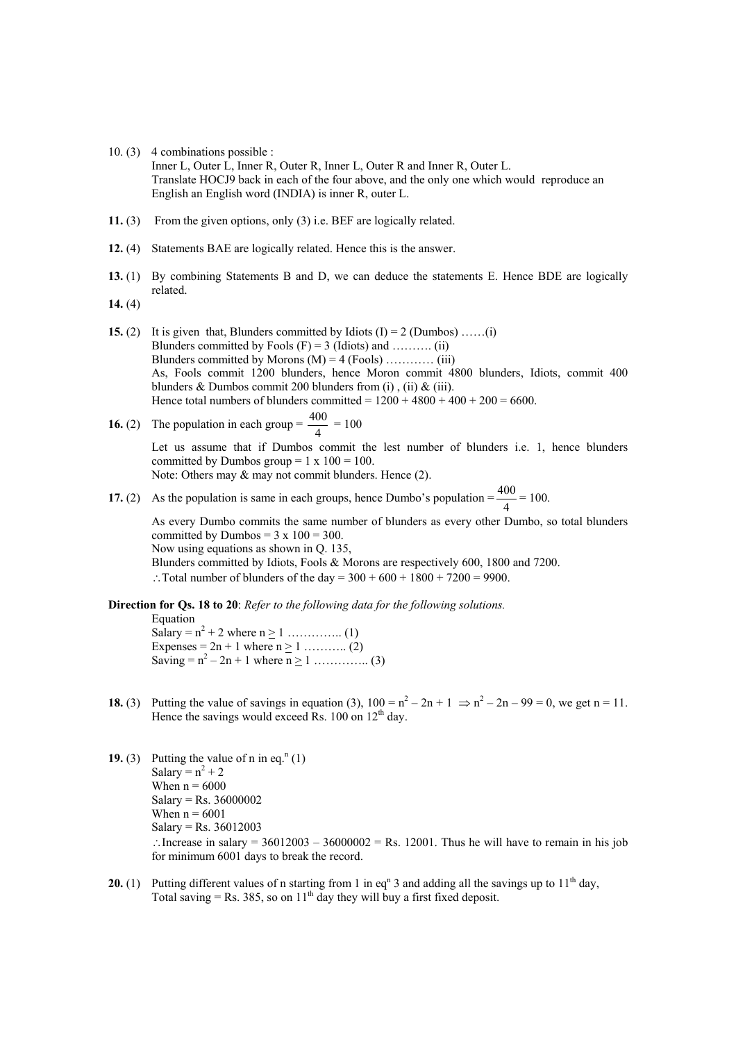10. (3) 4 combinations possible :
Inner L, Outer L, Inner R, Outer R, Inner L, Outer R and Inner R, Outer L.
Translate HOCJ9 back in each of the four above, and the only one which would reproduce an English an English word (INDIA) is inner R, outer L.

**11.** (3) From the given options, only (3) i.e. BEF are logically related.

**12.** (4) Statements BAE are logically related. Hence this is the answer.

**13.** (1) By combining Statements B and D, we can deduce the statements E. Hence BDE are logically related.

**14.** (4)

**15.** (2) It is given that, Blunders committed by Idiots (I) = 2 (Dumbos) ……(i)
Blunders committed by Fools (F) = 3 (Idiots) and ………. (ii)
Blunders committed by Morons (M) = 4 (Fools) ………… (iii)
As, Fools commit 1200 blunders, hence Moron commit 4800 blunders, Idiots, commit 400 blunders & Dumbos commit 200 blunders from (i) , (ii) & (iii).
Hence total numbers of blunders committed = 1200 + 4800 + 400 + 200 = 6600.

**16.** (2) The population in each group = $\frac{400}{4} = 100$
Let us assume that if Dumbos commit the lest number of blunders i.e. 1, hence blunders committed by Dumbos group = 1 x 100 = 100.
Note: Others may & may not commit blunders. Hence (2).

**17.** (2) As the population is same in each groups, hence Dumbo's population = $\frac{400}{4} = 100$.
As every Dumbo commits the same number of blunders as every other Dumbo, so total blunders committed by Dumbos = 3 x 100 = 300.
Now using equations as shown in Q. 135,
Blunders committed by Idiots, Fools & Morons are respectively 600, 1800 and 7200.
$\therefore$ Total number of blunders of the day = 300 + 600 + 1800 + 7200 = 9900.

**Direction for Qs. 18 to 20**: *Refer to the following data for the following solutions.*
Equation
Salary = $n^2 + 2$ where $n \geq 1$ ………….. (1)
Expenses = $2n + 1$ where $n \geq 1$ ……….. (2)
Saving = $n^2 - 2n + 1$ where $n \geq 1$ ………….. (3)

**18.** (3) Putting the value of savings in equation (3), $100 = n^2 - 2n + 1 \Rightarrow n^2 - 2n - 99 = 0$, we get n = 11. Hence the savings would exceed Rs. 100 on 12[th] day.

**19.** (3) Putting the value of n in eq.[n] (1)
Salary = $n^2 + 2$
When n = 6000
Salary = Rs. 36000002
When n = 6001
Salary = Rs. 36012003
$\therefore$ Increase in salary = 36012003 – 36000002 = Rs. 12001. Thus he will have to remain in his job for minimum 6001 days to break the record.

**20.** (1) Putting different values of n starting from 1 in eq[n] 3 and adding all the savings up to 11[th] day, Total saving = Rs. 385, so on 11[th] day they will buy a first fixed deposit.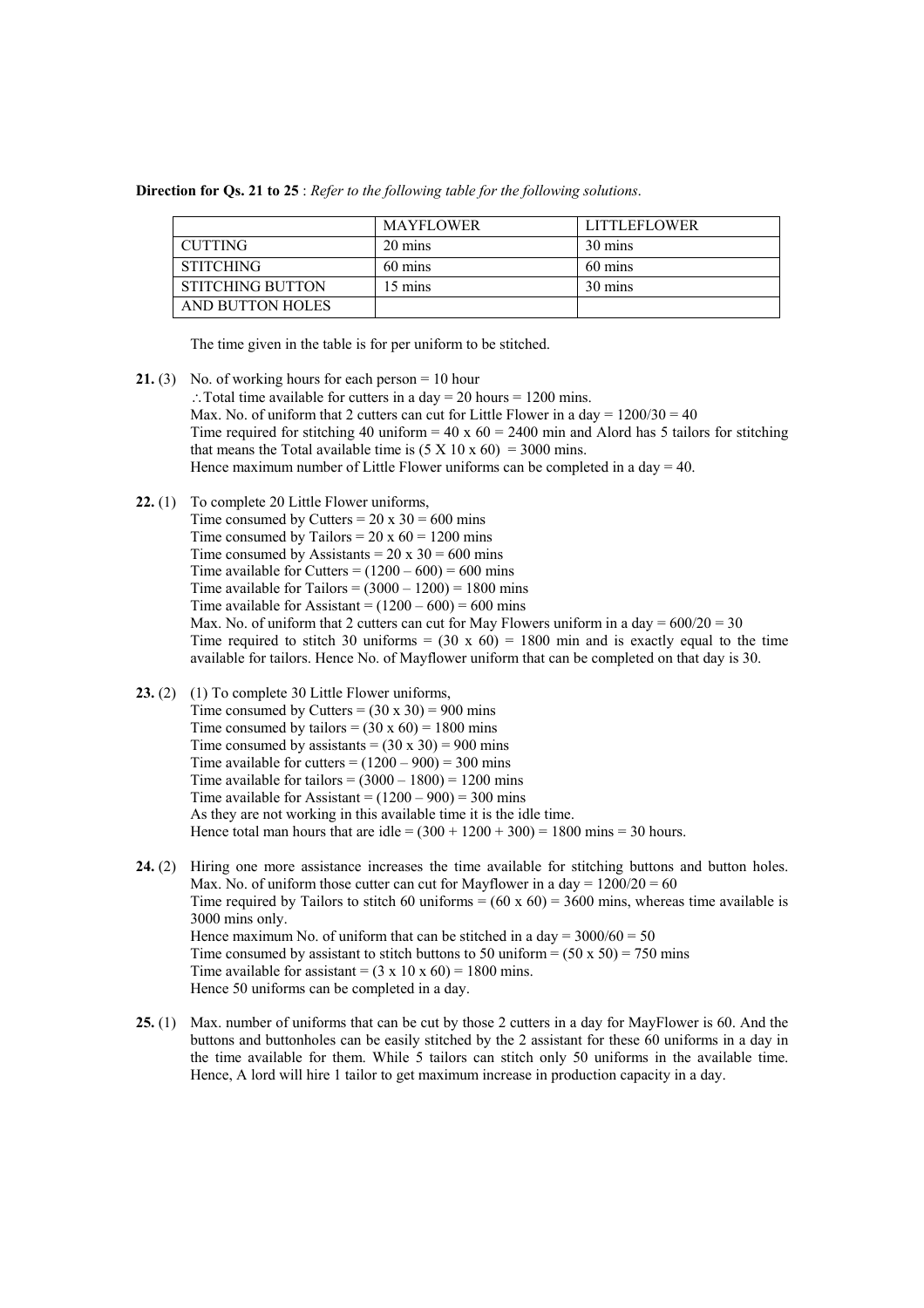**Direction for Qs. 21 to 25** : *Refer to the following table for the following solutions.*

| | MAYFLOWER | LITTLEFLOWER |
|---|---|---|
| CUTTING | 20 mins | 30 mins |
| STITCHING | 60 mins | 60 mins |
| STITCHING BUTTON AND BUTTON HOLES | 15 mins | 30 mins |

The time given in the table is for per uniform to be stitched.

**21.** (3) No. of working hours for each person = 10 hour
$\therefore$ Total time available for cutters in a day = 20 hours = 1200 mins.
Max. No. of uniform that 2 cutters can cut for Little Flower in a day = 1200/30 = 40
Time required for stitching 40 uniform = 40 x 60 = 2400 min and Alord has 5 tailors for stitching that means the Total available time is (5 X 10 x 60) = 3000 mins.
Hence maximum number of Little Flower uniforms can be completed in a day = 40.

**22.** (1) To complete 20 Little Flower uniforms,
Time consumed by Cutters = 20 x 30 = 600 mins
Time consumed by Tailors = 20 x 60 = 1200 mins
Time consumed by Assistants = 20 x 30 = 600 mins
Time available for Cutters = (1200 – 600) = 600 mins
Time available for Tailors = (3000 – 1200) = 1800 mins
Time available for Assistant = (1200 – 600) = 600 mins
Max. No. of uniform that 2 cutters can cut for May Flowers uniform in a day = 600/20 = 30
Time required to stitch 30 uniforms = (30 x 60) = 1800 min and is exactly equal to the time available for tailors. Hence No. of Mayflower uniform that can be completed on that day is 30.

**23.** (2) (1) To complete 30 Little Flower uniforms,
Time consumed by Cutters = (30 x 30) = 900 mins
Time consumed by tailors = (30 x 60) = 1800 mins
Time consumed by assistants = (30 x 30) = 900 mins
Time available for cutters = (1200 – 900) = 300 mins
Time available for tailors = (3000 – 1800) = 1200 mins
Time available for Assistant = (1200 – 900) = 300 mins
As they are not working in this available time it is the idle time.
Hence total man hours that are idle = (300 + 1200 + 300) = 1800 mins = 30 hours.

**24.** (2) Hiring one more assistance increases the time available for stitching buttons and button holes.
Max. No. of uniform those cutter can cut for Mayflower in a day = 1200/20 = 60
Time required by Tailors to stitch 60 uniforms = (60 x 60) = 3600 mins, whereas time available is 3000 mins only.
Hence maximum No. of uniform that can be stitched in a day = 3000/60 = 50
Time consumed by assistant to stitch buttons to 50 uniform = (50 x 50) = 750 mins
Time available for assistant = (3 x 10 x 60) = 1800 mins.
Hence 50 uniforms can be completed in a day.

**25.** (1) Max. number of uniforms that can be cut by those 2 cutters in a day for MayFlower is 60. And the buttons and buttonholes can be easily stitched by the 2 assistant for these 60 uniforms in a day in the time available for them. While 5 tailors can stitch only 50 uniforms in the available time. Hence, A lord will hire 1 tailor to get maximum increase in production capacity in a day.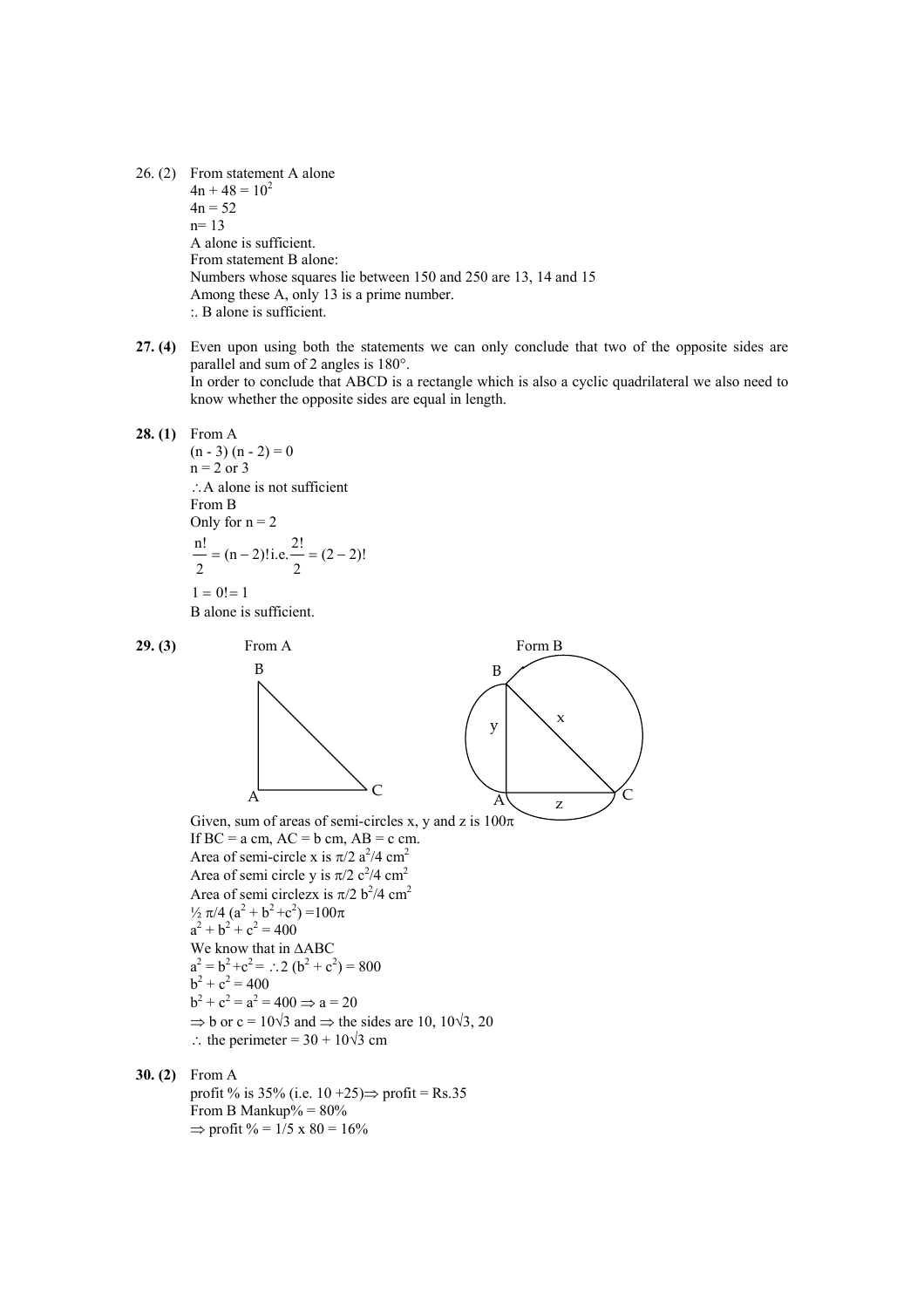26. (2) From statement A alone

$4n + 48 = 10^2$

$4n = 52$

$n = 13$

A alone is sufficient.

From statement B alone:

Numbers whose squares lie between 150 and 250 are 13, 14 and 15

Among these A, only 13 is a prime number.

:. B alone is sufficient.

**27. (4)** Even upon using both the statements we can only conclude that two of the opposite sides are parallel and sum of 2 angles is 180°.

In order to conclude that ABCD is a rectangle which is also a cyclic quadrilateral we also need to know whether the opposite sides are equal in length.

**28. (1)** From A

$(n - 3)(n - 2) = 0$

$n = 2$ or $3$

$\therefore$ A alone is not sufficient

From B

Only for $n = 2$

$$\frac{n!}{2} = (n-2)! \text{ i.e. } \frac{2!}{2} = (2-2)!$$

$1 = 0! = 1$

B alone is sufficient.

**29. (3)** From A        Form B

Given, sum of areas of semi-circles x, y and z is $100\pi$

If BC = a cm, AC = b cm, AB = c cm.

Area of semi-circle x is $\pi/2\ a^2/4\ cm^2$

Area of semi circle y is $\pi/2\ c^2/4\ cm^2$

Area of semi circlezx is $\pi/2\ b^2/4\ cm^2$

$\frac{1}{2}\ \pi/4\ (a^2 + b^2 + c^2) = 100\pi$

$a^2 + b^2 + c^2 = 400$

We know that in $\Delta ABC$

$a^2 = b^2 + c^2 = \therefore 2(b^2 + c^2) = 800$

$b^2 + c^2 = 400$

$b^2 + c^2 = a^2 = 400 \Rightarrow a = 20$

$\Rightarrow$ b or c = $10\sqrt{3}$ and $\Rightarrow$ the sides are 10, $10\sqrt{3}$, 20

$\therefore$ the perimeter = $30 + 10\sqrt{3}$ cm

**30. (2)** From A

profit % is 35% (i.e. 10 +25)$\Rightarrow$ profit = Rs.35

From B Mankup% = 80%

$\Rightarrow$ profit % = 1/5 x 80 = 16%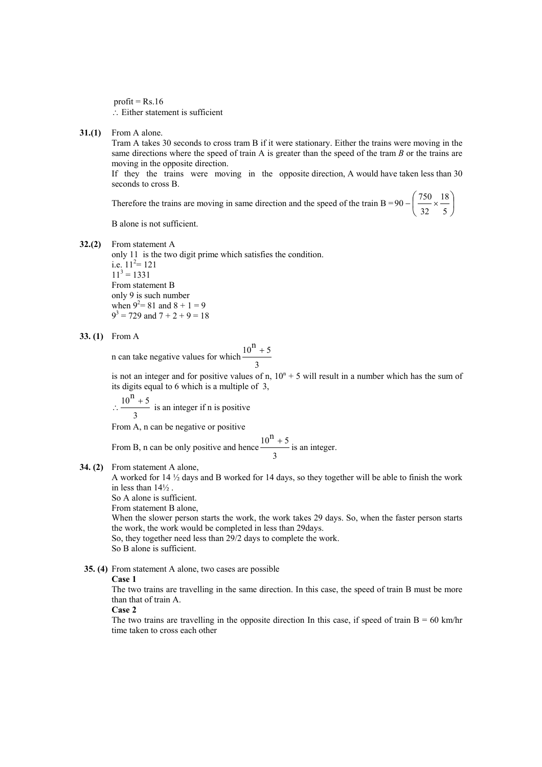profit = Rs.16

∴ Either statement is sufficient

**31.(1)** From A alone.

Tram A takes 30 seconds to cross tram B if it were stationary. Either the trains were moving in the same directions where the speed of train A is greater than the speed of the tram *B* or the trains are moving in the opposite direction.

If they the trains were moving in the opposite direction, A would have taken less than 30 seconds to cross B.

Therefore the trains are moving in same direction and the speed of the train B $= 90 - \left(\frac{750}{32} \times \frac{18}{5}\right)$

B alone is not sufficient.

**32.(2)** From statement A

only 11 is the two digit prime which satisfies the condition.

i.e. $11^2 = 121$

$11^3 = 1331$

From statement B

only 9 is such number

when $9^2 = 81$ and $8 + 1 = 9$

$9^3 = 729$ and $7 + 2 + 9 = 18$

**33. (1)** From A

n can take negative values for which $\frac{10^n + 5}{3}$

is not an integer and for positive values of n, $10^n + 5$ will result in a number which has the sum of its digits equal to 6 which is a multiple of 3,

$\therefore \frac{10^n + 5}{3}$ is an integer if n is positive

From A, n can be negative or positive

From B, n can be only positive and hence $\frac{10^n + 5}{3}$ is an integer.

**34. (2)** From statement A alone,

A worked for 14 ½ days and B worked for 14 days, so they together will be able to finish the work in less than 14½ .

So A alone is sufficient.

From statement B alone,

When the slower person starts the work, the work takes 29 days. So, when the faster person starts the work, the work would be completed in less than 29days.

So, they together need less than 29/2 days to complete the work.

So B alone is sufficient.

**35. (4)** From statement A alone, two cases are possible

**Case 1**

The two trains are travelling in the same direction. In this case, the speed of train B must be more than that of train A.

**Case 2**

The two trains are travelling in the opposite direction In this case, if speed of train B = 60 km/hr time taken to cross each other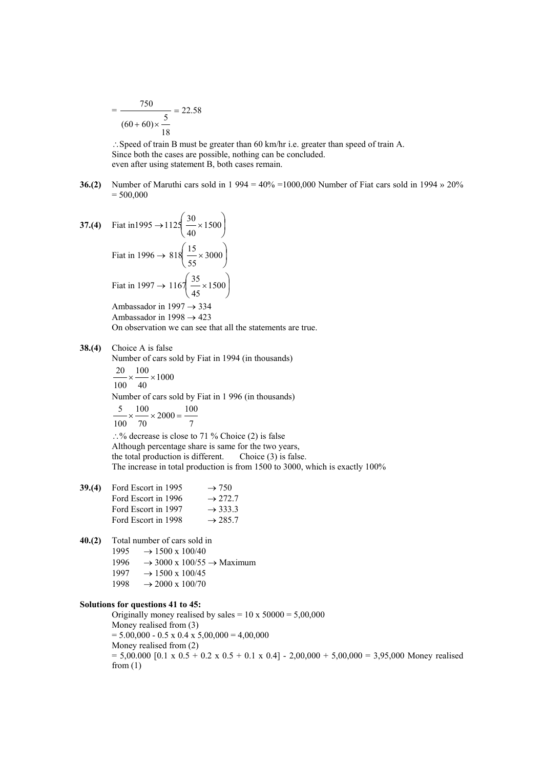$$= \frac{750}{(60+60)\times\frac{5}{18}} = 22.58$$

$\therefore$ Speed of train B must be greater than 60 km/hr i.e. greater than speed of train A.
Since both the cases are possible, nothing can be concluded.
even after using statement B, both cases remain.

**36.(2)** Number of Maruthi cars sold in 1 994 = 40% =1000,000 Number of Fiat cars sold in 1994 » 20% = 500,000

**37.(4)** Fiat in1995 $\rightarrow 1125\left(\frac{30}{40}\times 1500\right)$

Fiat in 1996 $\rightarrow$ $818\left(\frac{15}{55}\times 3000\right)$

Fiat in 1997 $\rightarrow$ $1167\left(\frac{35}{45}\times 1500\right)$

Ambassador in 1997 $\rightarrow$ 334
Ambassador in 1998 $\rightarrow$ 423
On observation we can see that all the statements are true.

**38.(4)** Choice A is false
Number of cars sold by Fiat in 1994 (in thousands)

$\frac{20}{100}\times\frac{100}{40}\times 1000$

Number of cars sold by Fiat in 1 996 (in thousands)

$\frac{5}{100}\times\frac{100}{70}\times 2000 = \frac{100}{7}$

$\therefore$ % decrease is close to 71 % Choice (2) is false
Although percentage share is same for the two years,
the total production is different. Choice (3) is false.
The increase in total production is from 1500 to 3000, which is exactly 100%

**39.(4)**
Ford Escort in 1995 $\rightarrow$ 750
Ford Escort in 1996 $\rightarrow$ 272.7
Ford Escort in 1997 $\rightarrow$ 333.3
Ford Escort in 1998 $\rightarrow$ 285.7

**40.(2)** Total number of cars sold in
1995 $\rightarrow$ 1500 x 100/40
1996 $\rightarrow$ 3000 x 100/55 $\rightarrow$ Maximum
1997 $\rightarrow$ 1500 x 100/45
1998 $\rightarrow$ 2000 x 100/70

**Solutions for questions 41 to 45:**

Originally money realised by sales = 10 x 50000 = 5,00,000
Money realised from (3)
= 5.00,000 - 0.5 x 0.4 x 5,00,000 = 4,00,000
Money realised from (2)
= 5,00.000 [0.1 x 0.5 + 0.2 x 0.5 + 0.1 x 0.4] - 2,00,000 + 5,00,000 = 3,95,000 Money realised from (1)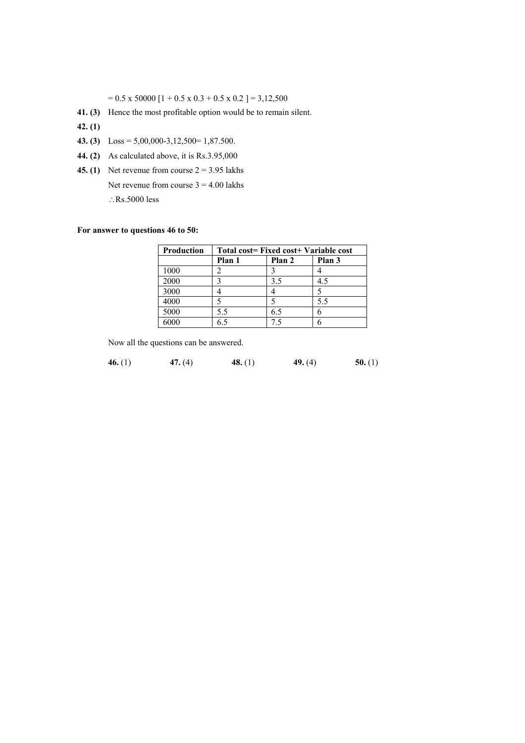$= 0.5 \times 50000\ [1 + 0.5 \times 0.3 + 0.5 \times 0.2\ ] = 3{,}12{,}500$

**41. (3)** Hence the most profitable option would be to remain silent.

**42. (1)**

**43. (3)** Loss = 5,00,000-3,12,500= 1,87.500.

**44. (2)** As calculated above, it is Rs.3.95,000

**45. (1)** Net revenue from course 2 = 3.95 lakhs

Net revenue from course 3 = 4.00 lakhs

$\therefore$ Rs.5000 less

**For answer to questions 46 to 50:**

| **Production** | **Total cost= Fixed cost+ Variable cost** | | |
|---|---|---|---|
| | **Plan 1** | **Plan 2** | **Plan 3** |
| 1000 | 2 | 3 | 4 |
| 2000 | 3 | 3.5 | 4.5 |
| 3000 | 4 | 4 | 5 |
| 4000 | 5 | 5 | 5.5 |
| 5000 | 5.5 | 6.5 | 6 |
| 6000 | 6.5 | 7.5 | 6 |

Now all the questions can be answered.

**46.** (1) **47.** (4) **48.** (1) **49.** (4) **50.** (1)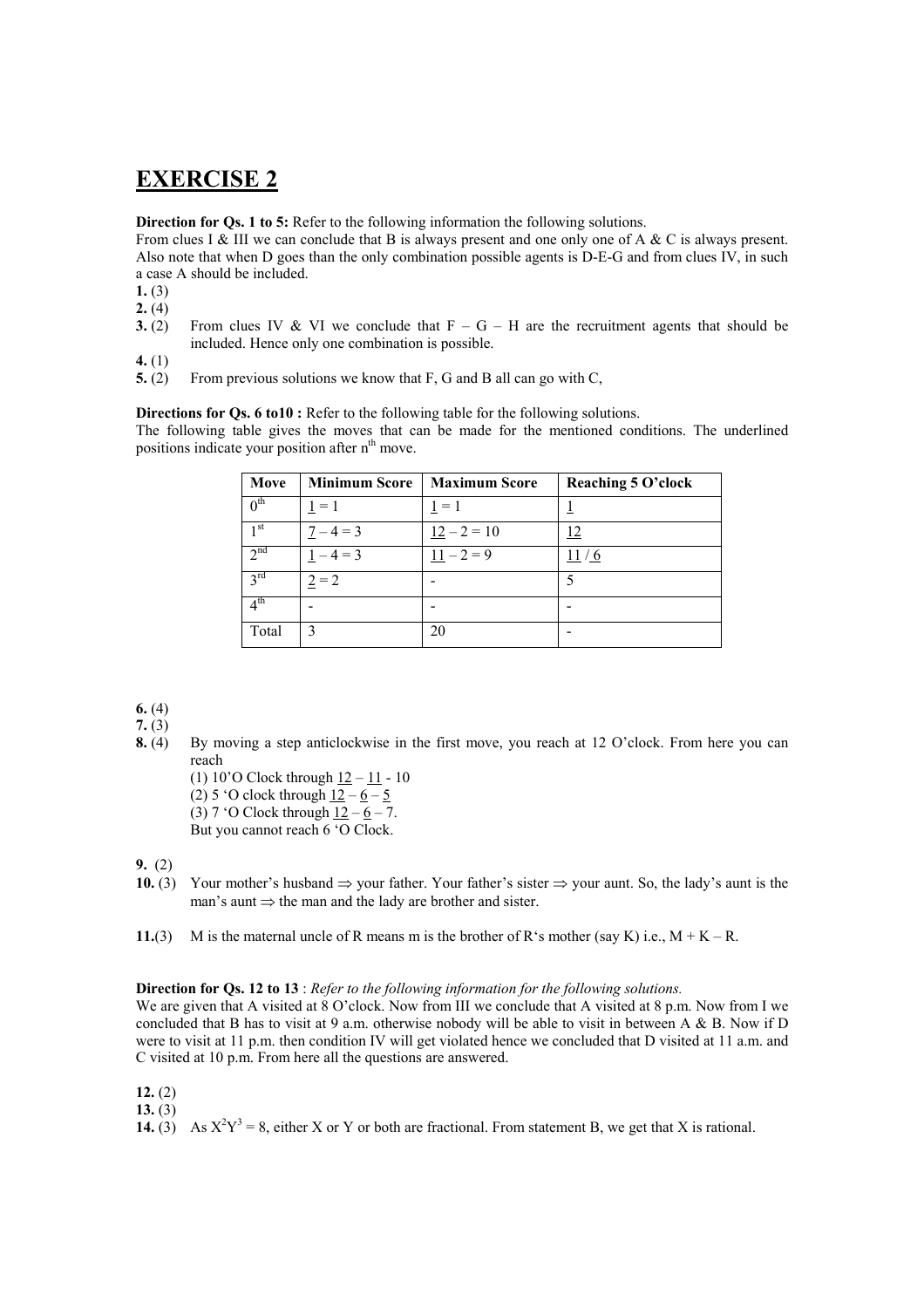# EXERCISE 2

**Direction for Qs. 1 to 5:** Refer to the following information the following solutions.

From clues I & III we can conclude that B is always present and one only one of A & C is always present. Also note that when D goes than the only combination possible agents is D-E-G and from clues IV, in such a case A should be included.

**1.** (3)

**2.** (4)

**3.** (2) From clues IV & VI we conclude that F – G – H are the recruitment agents that should be included. Hence only one combination is possible.

**4.** (1)

**5.** (2) From previous solutions we know that F, G and B all can go with C,

**Directions for Qs. 6 to10 :** Refer to the following table for the following solutions.

The following table gives the moves that can be made for the mentioned conditions. The underlined positions indicate your position after n[th] move.

| Move | Minimum Score | Maximum Score | Reaching 5 O'clock |
|---|---|---|---|
| $0^{th}$ | $\underline{1} = 1$ | $\underline{1} = 1$ | $\underline{1}$ |
| $1^{st}$ | $\underline{7} - 4 = 3$ | $\underline{12} - 2 = 10$ | $\underline{12}$ |
| $2^{nd}$ | $\underline{1} - 4 = 3$ | $\underline{11} - 2 = 9$ | $\underline{11}$ / $\underline{6}$ |
| $3^{rd}$ | $\underline{2} = 2$ | - | 5 |
| $4^{th}$ | - | - | - |
| Total | 3 | 20 | - |

**6.** (4)

**7.** (3)

**8.** (4) By moving a step anticlockwise in the first move, you reach at 12 O'clock. From here you can reach

(1) 10'O Clock through $\underline{12} - \underline{11} - 10$

(2) 5 'O clock through $\underline{12} - \underline{6} - \underline{5}$

(3) 7 'O Clock through $\underline{12} - \underline{6} - 7$.

But you cannot reach 6 'O Clock.

**9.** (2)

**10.** (3) Your mother's husband ⇒ your father. Your father's sister ⇒ your aunt. So, the lady's aunt is the man's aunt ⇒ the man and the lady are brother and sister.

**11.**(3) M is the maternal uncle of R means m is the brother of R's mother (say K) i.e., M + K – R.

**Direction for Qs. 12 to 13** : *Refer to the following information for the following solutions.*

We are given that A visited at 8 O'clock. Now from III we conclude that A visited at 8 p.m. Now from I we concluded that B has to visit at 9 a.m. otherwise nobody will be able to visit in between A & B. Now if D were to visit at 11 p.m. then condition IV will get violated hence we concluded that D visited at 11 a.m. and C visited at 10 p.m. From here all the questions are answered.

**12.** (2)

**13.** (3)

**14.** (3) As $X^2Y^3 = 8$, either X or Y or both are fractional. From statement B, we get that X is rational.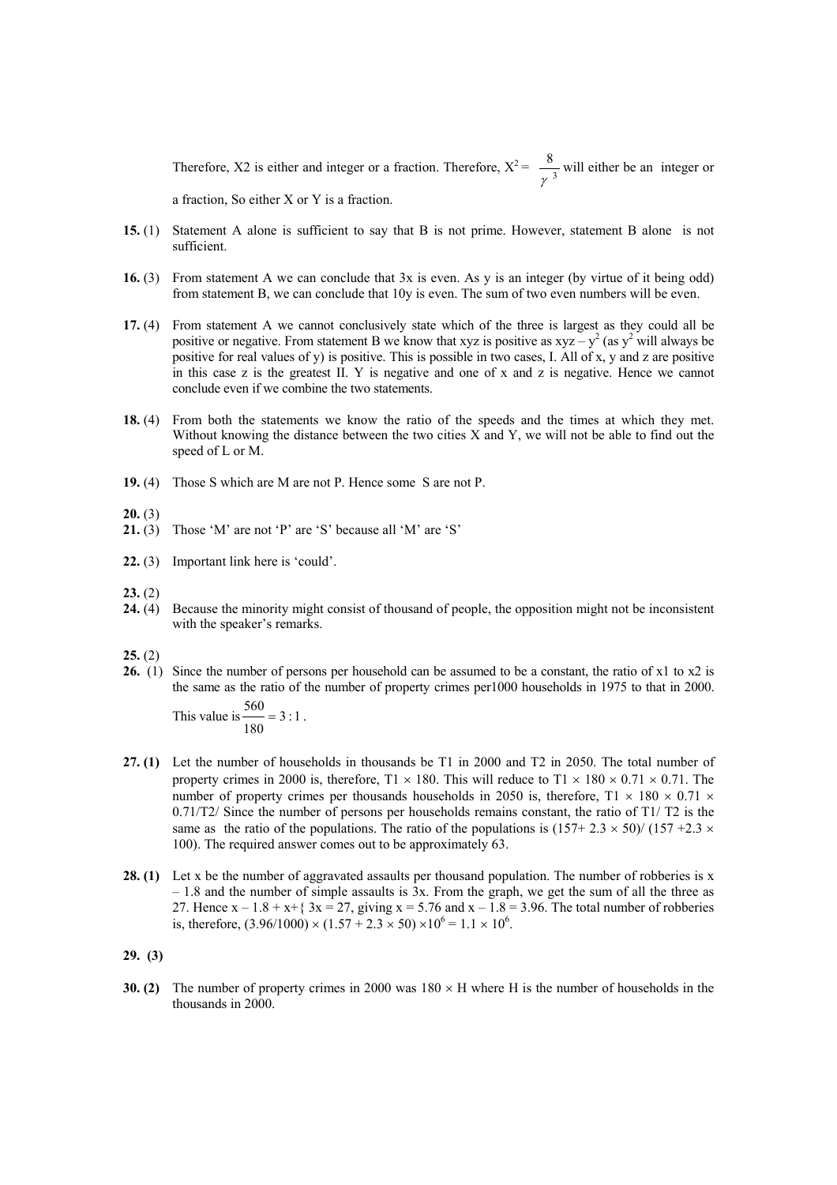Therefore, X2 is either and integer or a fraction. Therefore, $X^2 = \frac{8}{\gamma^3}$ will either be an integer or a fraction, So either X or Y is a fraction.

**15.** (1) Statement A alone is sufficient to say that B is not prime. However, statement B alone is not sufficient.

**16.** (3) From statement A we can conclude that 3x is even. As y is an integer (by virtue of it being odd) from statement B, we can conclude that 10y is even. The sum of two even numbers will be even.

**17.** (4) From statement A we cannot conclusively state which of the three is largest as they could all be positive or negative. From statement B we know that xyz is positive as $xyz - y^2$ (as $y^2$ will always be positive for real values of y) is positive. This is possible in two cases, I. All of x, y and z are positive in this case z is the greatest II. Y is negative and one of x and z is negative. Hence we cannot conclude even if we combine the two statements.

**18.** (4) From both the statements we know the ratio of the speeds and the times at which they met. Without knowing the distance between the two cities X and Y, we will not be able to find out the speed of L or M.

**19.** (4) Those S which are M are not P. Hence some S are not P.

**20.** (3)

**21.** (3) Those 'M' are not 'P' are 'S' because all 'M' are 'S'

**22.** (3) Important link here is 'could'.

**23.** (2)

**24.** (4) Because the minority might consist of thousand of people, the opposition might not be inconsistent with the speaker's remarks.

**25.** (2)

**26.** (1) Since the number of persons per household can be assumed to be a constant, the ratio of x1 to x2 is the same as the ratio of the number of property crimes per1000 households in 1975 to that in 2000. This value is $\frac{560}{180} = 3:1$.

**27. (1)** Let the number of households in thousands be T1 in 2000 and T2 in 2050. The total number of property crimes in 2000 is, therefore, T1 × 180. This will reduce to T1 × 180 × 0.71 × 0.71. The number of property crimes per thousands households in 2050 is, therefore, T1 × 180 × 0.71 × 0.71/T2/ Since the number of persons per households remains constant, the ratio of T1/ T2 is the same as the ratio of the populations. The ratio of the populations is (157+ 2.3 × 50)/ (157 +2.3 × 100). The required answer comes out to be approximately 63.

**28. (1)** Let x be the number of aggravated assaults per thousand population. The number of robberies is x – 1.8 and the number of simple assaults is 3x. From the graph, we get the sum of all the three as 27. Hence x – 1.8 + x+{ 3x = 27, giving x = 5.76 and x – 1.8 = 3.96. The total number of robberies is, therefore, $(3.96/1000) \times (1.57 + 2.3 \times 50) \times 10^6 = 1.1 \times 10^6$.

**29. (3)**

**30. (2)** The number of property crimes in 2000 was 180 × H where H is the number of households in the thousands in 2000.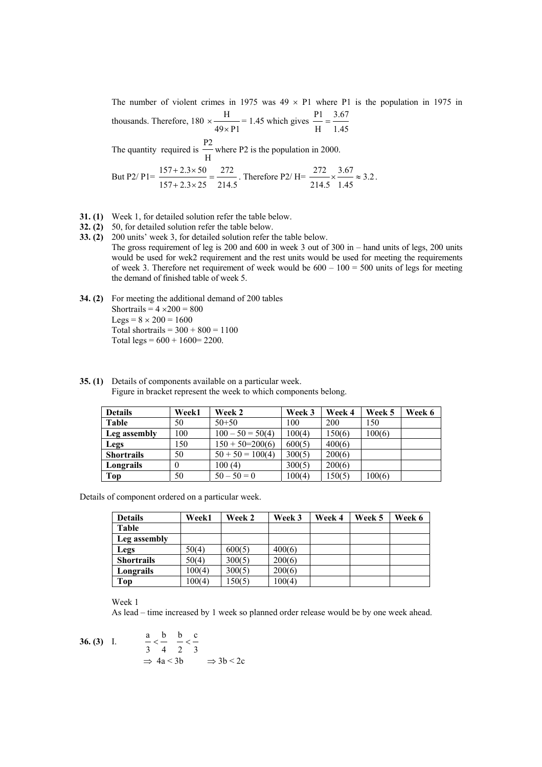The number of violent crimes in 1975 was $49 \times P1$ where P1 is the population in 1975 in thousands. Therefore, $180 \times \frac{H}{49 \times P1} = 1.45$ which gives $\frac{P1}{H} = \frac{3.67}{1.45}$

The quantity required is $\frac{P2}{H}$ where P2 is the population in 2000.

But P2/ P1= $\frac{157 + 2.3 \times 50}{157 + 2.3 \times 25} = \frac{272}{214.5}$. Therefore P2/ H= $\frac{272}{214.5} \times \frac{3.67}{1.45} \approx 3.2$.

**31. (1)** Week 1, for detailed solution refer the table below.

**32. (2)** 50, for detailed solution refer the table below.

**33. (2)** 200 units' week 3, for detailed solution refer the table below.
The gross requirement of leg is 200 and 600 in week 3 out of 300 in – hand units of legs, 200 units would be used for wek2 requirement and the rest units would be used for meeting the requirements of week 3. Therefore net requirement of week would be 600 – 100 = 500 units of legs for meeting the demand of finished table of week 5.

**34. (2)** For meeting the additional demand of 200 tables
Shortrails = $4 \times 200 = 800$
Legs = $8 \times 200 = 1600$
Total shortrails = 300 + 800 = 1100
Total legs = 600 + 1600= 2200.

**35. (1)** Details of components available on a particular week.
Figure in bracket represent the week to which components belong.

| Details | Week1 | Week 2 | Week 3 | Week 4 | Week 5 | Week 6 |
|---|---|---|---|---|---|---|
| Table | 50 | 50+50 | 100 | 200 | 150 | |
| Leg assembly | 100 | 100 – 50 = 50(4) | 100(4) | 150(6) | 100(6) | |
| Legs | 150 | 150 + 50=200(6) | 600(5) | 400(6) | | |
| Shortrails | 50 | 50 + 50 = 100(4) | 300(5) | 200(6) | | |
| Longrails | 0 | 100 (4) | 300(5) | 200(6) | | |
| Top | 50 | 50 – 50 = 0 | 100(4) | 150(5) | 100(6) | |

Details of component ordered on a particular week.

| Details | Week1 | Week 2 | Week 3 | Week 4 | Week 5 | Week 6 |
|---|---|---|---|---|---|---|
| Table | | | | | | |
| Leg assembly | | | | | | |
| Legs | 50(4) | 600(5) | 400(6) | | | |
| Shortrails | 50(4) | 300(5) | 200(6) | | | |
| Longrails | 100(4) | 300(5) | 200(6) | | | |
| Top | 100(4) | 150(5) | 100(4) | | | |

Week 1
As lead – time increased by 1 week so planned order release would be by one week ahead.

**36. (3)** I. $\frac{a}{3} < \frac{b}{4}$ $\quad \frac{b}{2} < \frac{c}{3}$

$\Rightarrow 4a < 3b$ $\quad \Rightarrow 3b < 2c$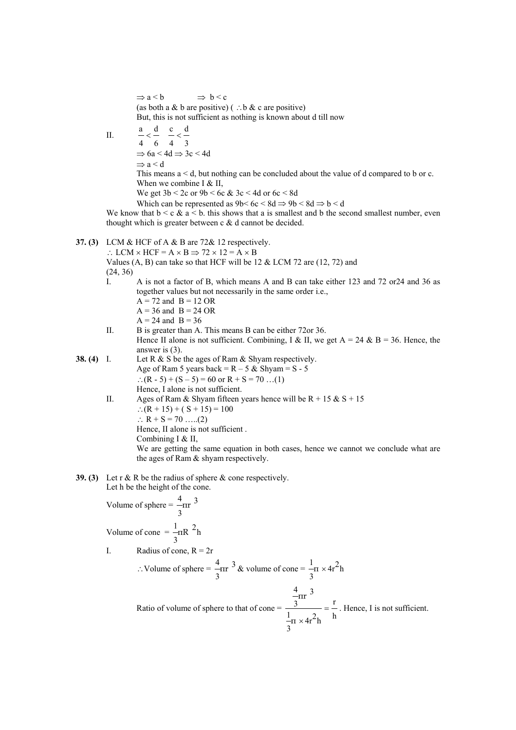$\Rightarrow a < b \qquad \Rightarrow b < c$

(as both a & b are positive) ( $\therefore$ b & c are positive)

But, this is not sufficient as nothing is known about d till now

II. $\frac{a}{4} < \frac{d}{6} \quad \frac{c}{4} < \frac{d}{3}$

$\Rightarrow 6a < 4d \Rightarrow 3c < 4d$

$\Rightarrow a < d$

This means a < d, but nothing can be concluded about the value of d compared to b or c.

When we combine I & II,

We get $3b < 2c$ or $9b < 6c$ & $3c < 4d$ or $6c < 8d$

Which can be represented as $9b < 6c < 8d \Rightarrow 9b < 8d \Rightarrow b < d$

We know that b < c & a < b. this shows that a is smallest and b the second smallest number, even thought which is greater between c & d cannot be decided.

**37. (3)** LCM & HCF of A & B are 72& 12 respectively.

$\therefore$ LCM $\times$ HCF = A $\times$ B $\Rightarrow 72 \times 12 = A \times B$

Values (A, B) can take so that HCF will be 12 & LCM 72 are (12, 72) and (24, 36)

I. A is not a factor of B, which means A and B can take either 123 and 72 or24 and 36 as together values but not necessarily in the same order i.e.,

A = 72 and B = 12 OR

A = 36 and B = 24 OR

A = 24 and B = 36

II. B is greater than A. This means B can be either 72or 36.

Hence II alone is not sufficient. Combining, I & II, we get A = 24 & B = 36. Hence, the answer is (3).

**38. (4)** I. Let R & S be the ages of Ram & Shyam respectively.

Age of Ram 5 years back = R – 5 & Shyam = S - 5

$\therefore (R - 5) + (S - 5) = 60$ or $R + S = 70$ …(1)

Hence, I alone is not sufficient.

II. Ages of Ram & Shyam fifteen years hence will be R + 15 & S + 15

$\therefore (R + 15) + (S + 15) = 100$

$\therefore R + S = 70$ …..(2)

Hence, II alone is not sufficient .

Combining I & II,

We are getting the same equation in both cases, hence we cannot we conclude what are the ages of Ram & shyam respectively.

**39. (3)** Let r & R be the radius of sphere & cone respectively.

Let h be the height of the cone.

Volume of sphere = $\frac{4}{3}\pi r^3$

Volume of cone = $\frac{1}{3}\pi R^2 h$

I. Radius of cone, R = 2r

$\therefore$ Volume of sphere = $\frac{4}{3}\pi r^3$ & volume of cone = $\frac{1}{3}\pi \times 4r^2 h$

Ratio of volume of sphere to that of cone = $\frac{\frac{4}{3}\pi r^3}{\frac{1}{3}\pi \times 4r^2 h} = \frac{r}{h}$. Hence, I is not sufficient.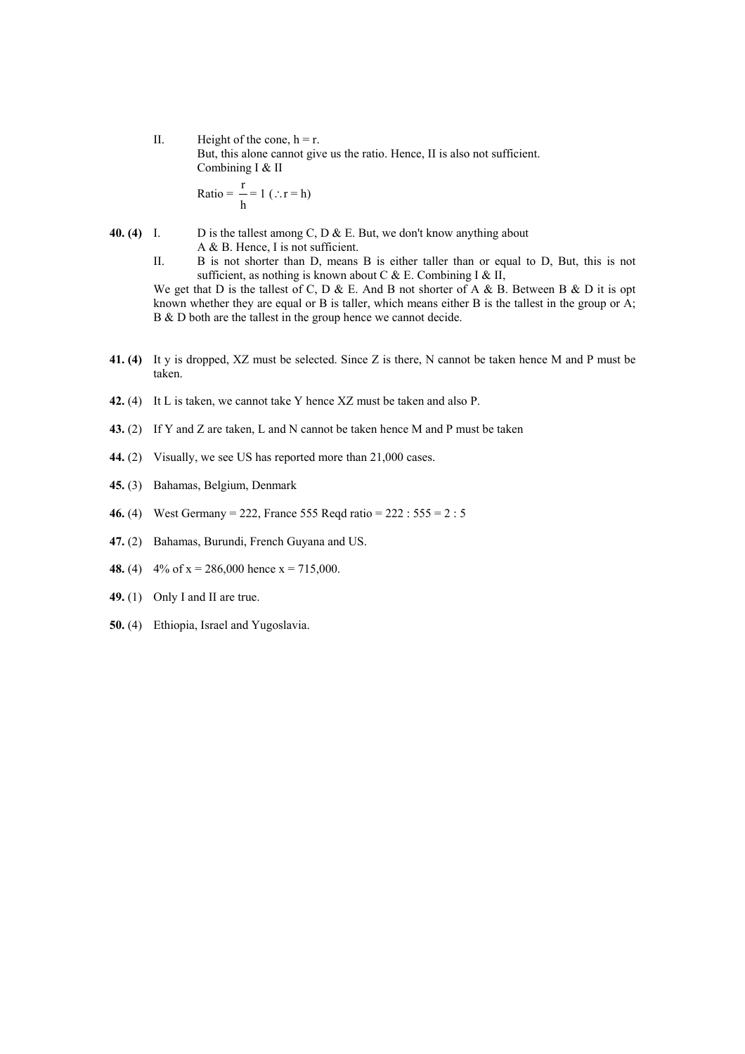II. Height of the cone, h = r.
But, this alone cannot give us the ratio. Hence, II is also not sufficient.
Combining I & II

Ratio = $\frac{r}{h} = 1$ ($\therefore$ r = h)

**40. (4)** I. D is the tallest among C, D & E. But, we don't know anything about A & B. Hence, I is not sufficient.

II. B is not shorter than D, means B is either taller than or equal to D, But, this is not sufficient, as nothing is known about C & E. Combining I & II,

We get that D is the tallest of C, D & E. And B not shorter of A & B. Between B & D it is opt known whether they are equal or B is taller, which means either B is the tallest in the group or A; B & D both are the tallest in the group hence we cannot decide.

**41. (4)** It y is dropped, XZ must be selected. Since Z is there, N cannot be taken hence M and P must be taken.

**42.** (4) It L is taken, we cannot take Y hence XZ must be taken and also P.

**43.** (2) If Y and Z are taken, L and N cannot be taken hence M and P must be taken

**44.** (2) Visually, we see US has reported more than 21,000 cases.

**45.** (3) Bahamas, Belgium, Denmark

**46.** (4) West Germany = 222, France 555 Reqd ratio = 222 : 555 = 2 : 5

**47.** (2) Bahamas, Burundi, French Guyana and US.

**48.** (4) 4% of x = 286,000 hence x = 715,000.

**49.** (1) Only I and II are true.

**50.** (4) Ethiopia, Israel and Yugoslavia.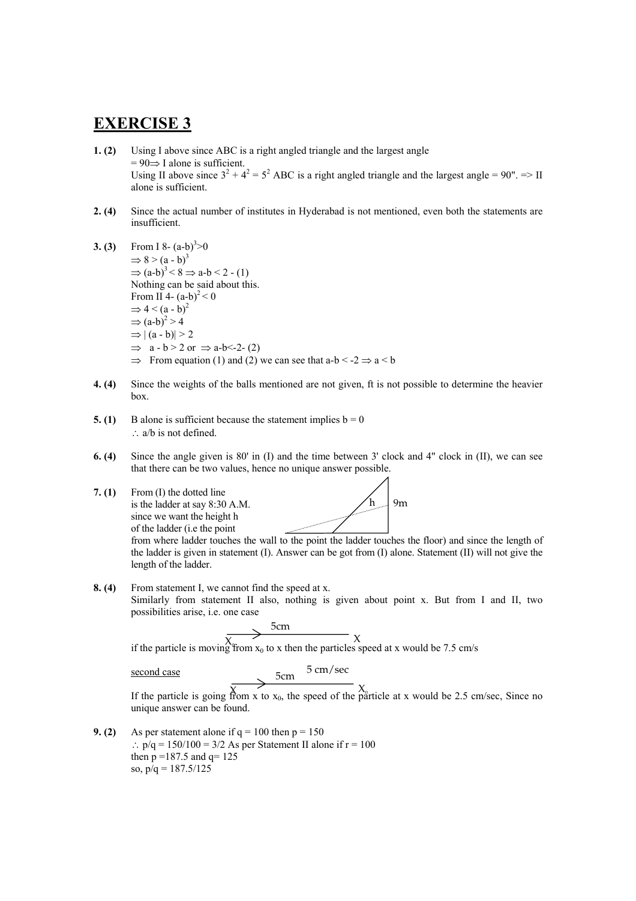# EXERCISE 3

**1. (2)** Using I above since ABC is a right angled triangle and the largest angle $= 90 \Rightarrow$ I alone is sufficient.
Using II above since $3^2 + 4^2 = 5^2$ ABC is a right angled triangle and the largest angle = 90". => II alone is sufficient.

**2. (4)** Since the actual number of institutes in Hyderabad is not mentioned, even both the statements are insufficient.

**3. (3)** From I $8 - (a-b)^3 > 0$
$\Rightarrow 8 > (a - b)^3$
$\Rightarrow (a-b)^3 < 8 \Rightarrow a-b < 2$ - (1)
Nothing can be said about this.
From II $4 - (a-b)^2 < 0$
$\Rightarrow 4 < (a - b)^2$
$\Rightarrow (a-b)^2 > 4$
$\Rightarrow |(a - b)| > 2$
$\Rightarrow$ $a - b > 2$ or $\Rightarrow a-b < -2$ - (2)
$\Rightarrow$ From equation (1) and (2) we can see that $a-b < -2 \Rightarrow a < b$

**4. (4)** Since the weights of the balls mentioned are not given, ft is not possible to determine the heavier box.

**5. (1)** B alone is sufficient because the statement implies $b = 0$
$\therefore$ a/b is not defined.

**6. (4)** Since the angle given is 80' in (I) and the time between 3' clock and 4" clock in (II), we can see that there can be two values, hence no unique answer possible.

**7. (1)** From (I) the dotted line is the ladder at say 8:30 A.M. since we want the height h of the ladder (i.e the point from where ladder touches the wall to the point the ladder touches the floor) and since the length of the ladder is given in statement (I). Answer can be got from (I) alone. Statement (II) will not give the length of the ladder.

**8. (4)** From statement I, we cannot find the speed at x.
Similarly from statement II also, nothing is given about point x. But from I and II, two possibilities arise, i.e. one case

$X_0$ —5cm→ $X$

if the particle is moving from $x_0$ to x then the particles speed at x would be 7.5 cm/s

<u>second case</u>

$X$ —5cm→ $X_0$ (5 cm/sec)

If the particle is going from x to $x_0$, the speed of the particle at x would be 2.5 cm/sec, Since no unique answer can be found.

**9. (2)** As per statement alone if $q = 100$ then $p = 150$
$\therefore$ $p/q = 150/100 = 3/2$ As per Statement II alone if $r = 100$ then $p = 187.5$ and $q = 125$
so, $p/q = 187.5/125$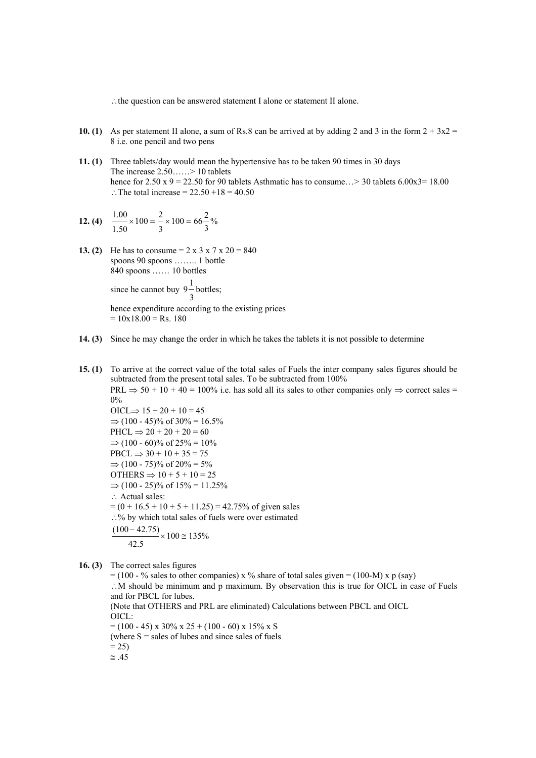$\therefore$ the question can be answered statement I alone or statement II alone.

**10. (1)** As per statement II alone, a sum of Rs.8 can be arrived at by adding 2 and 3 in the form 2 + 3x2 = 8 i.e. one pencil and two pens

**11. (1)** Three tablets/day would mean the hypertensive has to be taken 90 times in 30 days
The increase 2.50……> 10 tablets
hence for 2.50 x 9 = 22.50 for 90 tablets Asthmatic has to consume…> 30 tablets 6.00x3= 18.00
$\therefore$ The total increase = 22.50 +18 = 40.50

**12. (4)** $\frac{1.00}{1.50} \times 100 = \frac{2}{3} \times 100 = 66\frac{2}{3}\%$

**13. (2)** He has to consume = 2 x 3 x 7 x 20 = 840
spoons 90 spoons …….. 1 bottle
840 spoons …… 10 bottles
since he cannot buy $9\frac{1}{3}$ bottles;
hence expenditure according to the existing prices
= 10x18.00 = Rs. 180

**14. (3)** Since he may change the order in which he takes the tablets it is not possible to determine

**15. (1)** To arrive at the correct value of the total sales of Fuels the inter company sales figures should be subtracted from the present total sales. To be subtracted from 100%
PRL $\Rightarrow$ 50 + 10 + 40 = 100% i.e. has sold all its sales to other companies only $\Rightarrow$ correct sales = 0%
OICL$\Rightarrow$ 15 + 20 + 10 = 45
$\Rightarrow$ (100 - 45)% of 30% = 16.5%
PHCL $\Rightarrow$ 20 + 20 + 20 = 60
$\Rightarrow$ (100 - 60)% of 25% = 10%
PBCL $\Rightarrow$ 30 + 10 + 35 = 75
$\Rightarrow$ (100 - 75)% of 20% = 5%
OTHERS $\Rightarrow$ 10 + 5 + 10 = 25
$\Rightarrow$ (100 - 25)% of 15% = 11.25%
$\therefore$ Actual sales:
= (0 + 16.5 + 10 + 5 + 11.25) = 42.75% of given sales
$\therefore$ % by which total sales of fuels were over estimated
$\frac{(100 - 42.75)}{42.5} \times 100 \cong 135\%$

**16. (3)** The correct sales figures
= (100 - % sales to other companies) x % share of total sales given = (100-M) x p (say)
$\therefore$ M should be minimum and p maximum. By observation this is true for OICL in case of Fuels and for PBCL for lubes.
(Note that OTHERS and PRL are eliminated) Calculations between PBCL and OICL
OICL:
= (100 - 45) x 30% x 25 + (100 - 60) x 15% x S
(where S = sales of lubes and since sales of fuels
= 25)
$\cong$ .45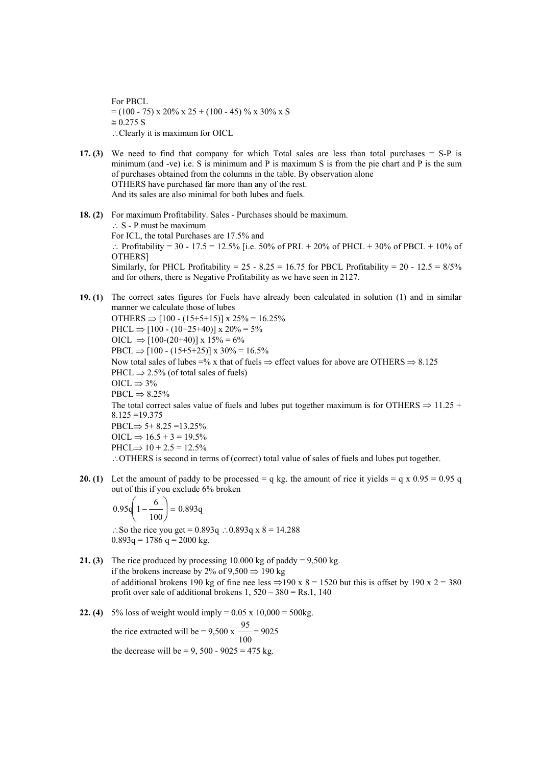For PBCL

= (100 - 75) x 20% x 25 + (100 - 45) % x 30% x S

≅ 0.275 S

∴Clearly it is maximum for OICL

**17. (3)** We need to find that company for which Total sales are less than total purchases = S-P is minimum (and -ve) i.e. S is minimum and P is maximum S is from the pie chart and P is the sum of purchases obtained from the columns in the table. By observation alone

OTHERS have purchased far more than any of the rest.

And its sales are also minimal for both lubes and fuels.

**18. (2)** For maximum Profitability. Sales - Purchases should be maximum.

∴ S - P must be maximum

For ICL, the total Purchases are 17.5% and

∴ Profitability = 30 - 17.5 = 12.5% [i.e. 50% of PRL + 20% of PHCL + 30% of PBCL + 10% of OTHERS]

Similarly, for PHCL Profitability = 25 - 8.25 = 16.75 for PBCL Profitability = 20 - 12.5 = 8/5% and for others, there is Negative Profitability as we have seen in 2127.

**19. (1)** The correct sates figures for Fuels have already been calculated in solution (1) and in similar manner we calculate those of lubes

OTHERS ⇒ [100 - (15+5+15)] x 25% = 16.25%

PHCL ⇒ [100 - (10+25+40)] x 20% = 5%

OICL ⇒ [100-(20+40)] x 15% = 6%

PBCL ⇒ [100 - (15+5+25)] x 30% = 16.5%

Now total sales of lubes =% x that of fuels ⇒ effect values for above are OTHERS ⇒ 8.125

PHCL ⇒ 2.5% (of total sales of fuels)

OICL ⇒ 3%

PBCL ⇒ 8.25%

The total correct sales value of fuels and lubes put together maximum is for OTHERS ⇒ 11.25 + 8.125 =19.375

PBCL⇒ 5+ 8.25 =13.25%

OICL ⇒ 16.5 + 3 = 19.5%

PHCL⇒ 10 + 2.5 = 12.5%

∴OTHERS is second in terms of (correct) total value of sales of fuels and lubes put together.

**20. (1)** Let the amount of paddy to be processed = q kg. the amount of rice it yields = q x 0.95 = 0.95 q out of this if you exclude 6% broken

$$0.95q\left(1-\frac{6}{100}\right) = 0.893q$$

∴So the rice you get = 0.893q ∴0.893q x 8 = 14.288

0.893q = 1786 q = 2000 kg.

**21. (3)** The rice produced by processing 10.000 kg of paddy = 9,500 kg.

if the brokens increase by 2% of 9,500 ⇒ 190 kg

of additional brokens 190 kg of fine nee less ⇒190 x 8 = 1520 but this is offset by 190 x 2 = 380 profit over sale of additional brokens 1, 520 – 380 = Rs.1, 140

**22. (4)** 5% loss of weight would imply = 0.05 x 10,000 = 500kg.

the rice extracted will be = 9,500 x $\frac{95}{100}$ = 9025

the decrease will be = 9, 500 - 9025 = 475 kg.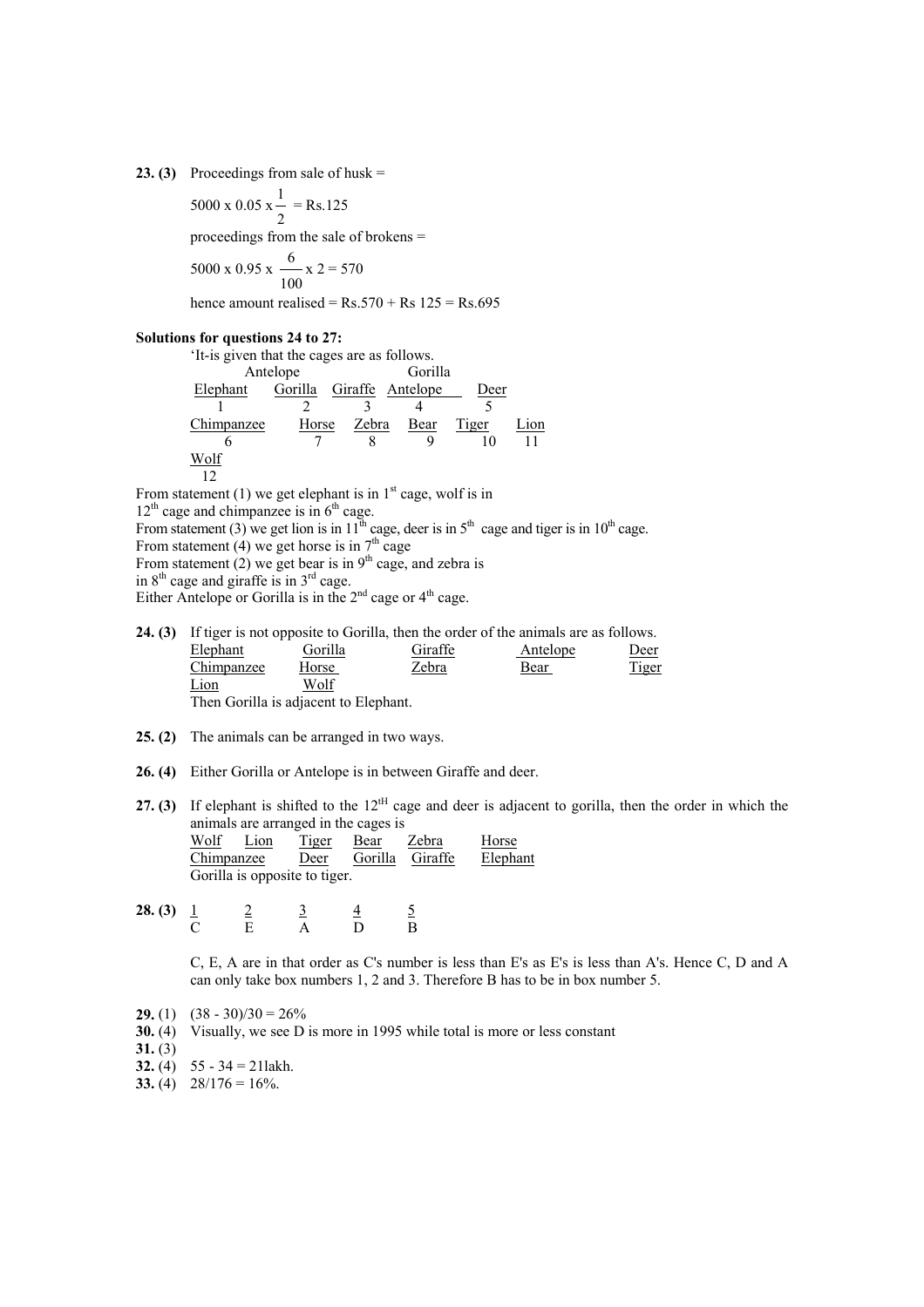**23. (3)** Proceedings from sale of husk =

$5000 \times 0.05 \times \frac{1}{2}$ = Rs.125

proceedings from the sale of brokens =

$5000 \times 0.95 \times \frac{6}{100} \times 2 = 570$

hence amount realised = Rs.570 + Rs 125 = Rs.695

**Solutions for questions 24 to 27:**

'It-is given that the cages are as follows.

| | Antelope | | Gorilla | | |
|---|---|---|---|---|---|
| Elephant | Gorilla | Giraffe | Antelope | Deer | |
| 1 | 2 | 3 | 4 | 5 | |
| Chimpanzee | Horse | Zebra | Bear | Tiger | Lion |
| 6 | 7 | 8 | 9 | 10 | 11 |
| Wolf | | | | | |
| 12 | | | | | |

From statement (1) we get elephant is in 1st cage, wolf is in 12th cage and chimpanzee is in 6th cage.
From statement (3) we get lion is in 11th cage, deer is in 5th cage and tiger is in 10th cage.
From statement (4) we get horse is in 7th cage
From statement (2) we get bear is in 9th cage, and zebra is in 8th cage and giraffe is in 3rd cage.
Either Antelope or Gorilla is in the 2nd cage or 4th cage.

**24. (3)** If tiger is not opposite to Gorilla, then the order of the animals are as follows.

| | | | | |
|---|---|---|---|---|
| Elephant | Gorilla | Giraffe | Antelope | Deer |
| Chimpanzee | Horse | Zebra | Bear | Tiger |
| Lion | Wolf | | | |

Then Gorilla is adjacent to Elephant.

**25. (2)** The animals can be arranged in two ways.

**26. (4)** Either Gorilla or Antelope is in between Giraffe and deer.

**27. (3)** If elephant is shifted to the 12th cage and deer is adjacent to gorilla, then the order in which the animals are arranged in the cages is

| | | | | | |
|---|---|---|---|---|---|
| Wolf | Lion | Tiger | Bear | Zebra | Horse |
| Chimpanzee | | Deer | Gorilla | Giraffe | Elephant |

Gorilla is opposite to tiger.

**28. (3)**

| 1 | 2 | 3 | 4 | 5 |
|---|---|---|---|---|
| C | E | A | D | B |

C, E, A are in that order as C's number is less than E's as E's is less than A's. Hence C, D and A can only take box numbers 1, 2 and 3. Therefore B has to be in box number 5.

**29.** (1) (38 - 30)/30 = 26%
**30.** (4) Visually, we see D is more in 1995 while total is more or less constant
**31.** (3)
**32.** (4) 55 - 34 = 21lakh.
**33.** (4) 28/176 = 16%.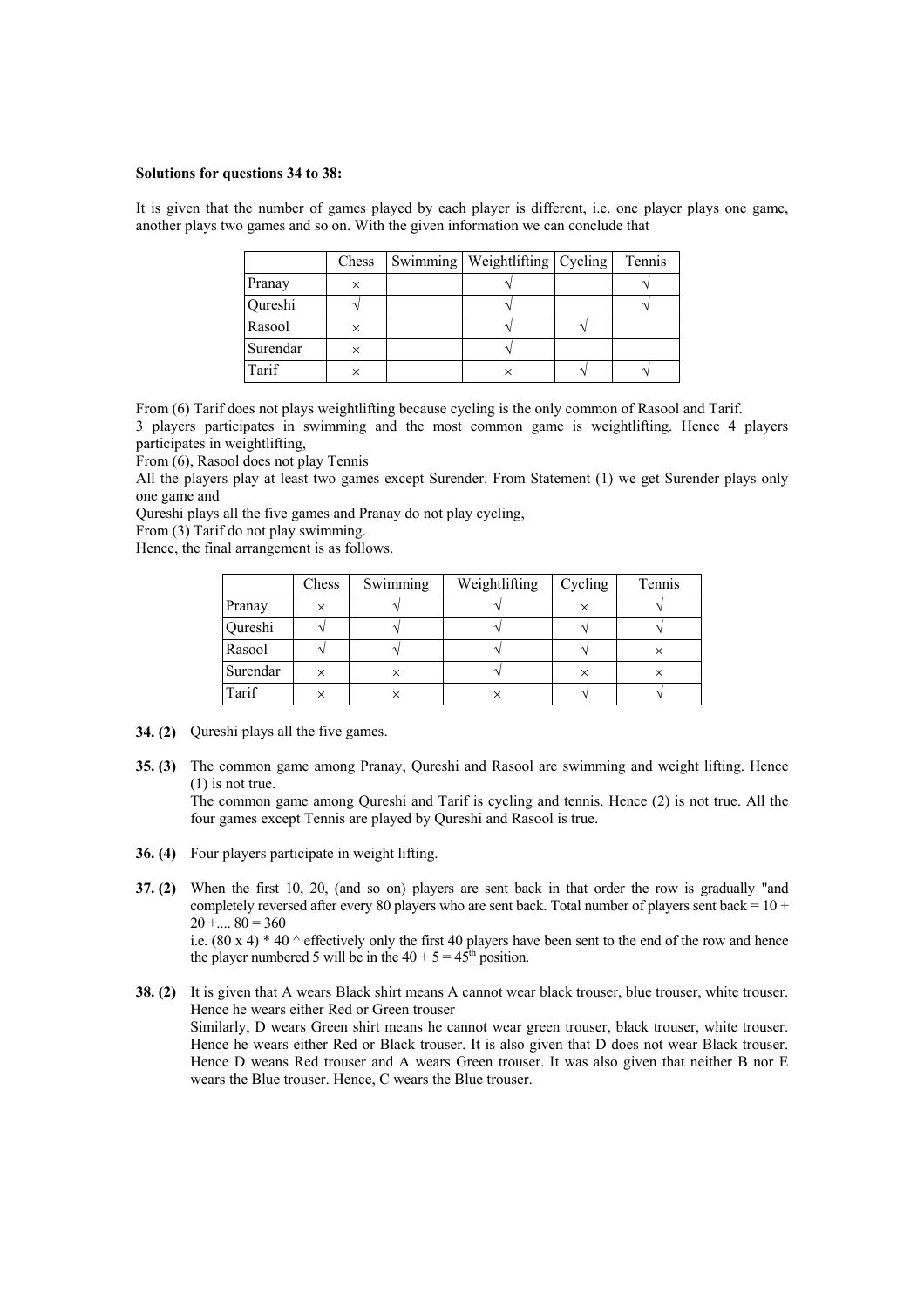**Solutions for questions 34 to 38:**

It is given that the number of games played by each player is different, i.e. one player plays one game, another plays two games and so on. With the given information we can conclude that

| | Chess | Swimming | Weightlifting | Cycling | Tennis |
|---|---|---|---|---|---|
| Pranay | × | | √ | | √ |
| Qureshi | √ | | √ | | √ |
| Rasool | × | | √ | √ | |
| Surendar | × | | √ | | |
| Tarif | × | | × | √ | √ |

From (6) Tarif does not plays weightlifting because cycling is the only common of Rasool and Tarif.
3 players participates in swimming and the most common game is weightlifting. Hence 4 players participates in weightlifting,
From (6), Rasool does not play Tennis
All the players play at least two games except Surender. From Statement (1) we get Surender plays only one game and
Qureshi plays all the five games and Pranay do not play cycling,
From (3) Tarif do not play swimming.
Hence, the final arrangement is as follows.

| | Chess | Swimming | Weightlifting | Cycling | Tennis |
|---|---|---|---|---|---|
| Pranay | × | √ | √ | × | √ |
| Qureshi | √ | √ | √ | √ | √ |
| Rasool | √ | √ | √ | √ | × |
| Surendar | × | × | √ | × | × |
| Tarif | × | × | × | √ | √ |

**34. (2)** Qureshi plays all the five games.

**35. (3)** The common game among Pranay, Qureshi and Rasool are swimming and weight lifting. Hence (1) is not true.
The common game among Qureshi and Tarif is cycling and tennis. Hence (2) is not true. All the four games except Tennis are played by Qureshi and Rasool is true.

**36. (4)** Four players participate in weight lifting.

**37. (2)** When the first 10, 20, (and so on) players are sent back in that order the row is gradually "and completely reversed after every 80 players who are sent back. Total number of players sent back = 10 + 20 +.... 80 = 360
i.e. (80 x 4) * 40 ^ effectively only the first 40 players have been sent to the end of the row and hence the player numbered 5 will be in the 40 + 5 = 45th position.

**38. (2)** It is given that A wears Black shirt means A cannot wear black trouser, blue trouser, white trouser. Hence he wears either Red or Green trouser
Similarly, D wears Green shirt means he cannot wear green trouser, black trouser, white trouser. Hence he wears either Red or Black trouser. It is also given that D does not wear Black trouser. Hence D weans Red trouser and A wears Green trouser. It was also given that neither B nor E wears the Blue trouser. Hence, C wears the Blue trouser.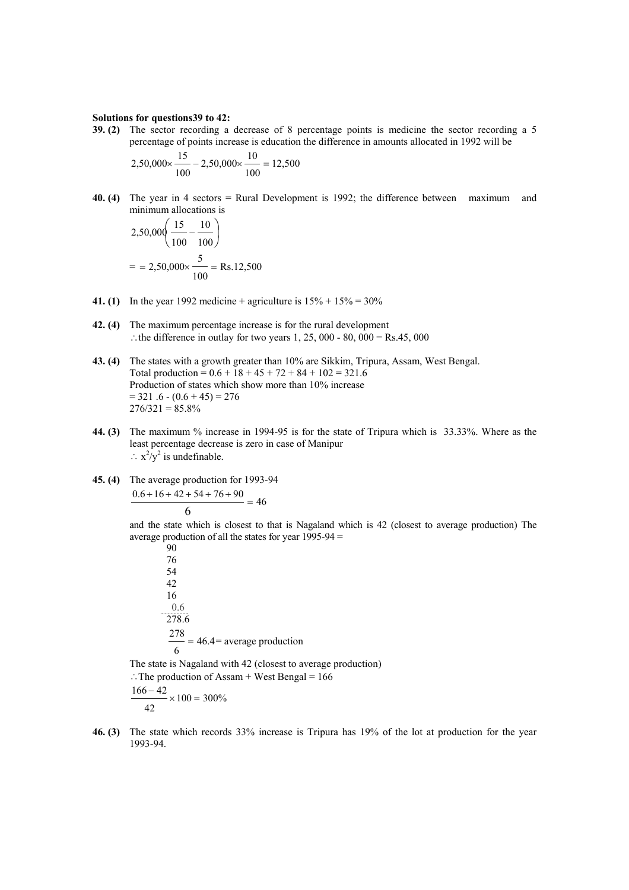**Solutions for questions39 to 42:**

**39. (2)** The sector recording a decrease of 8 percentage points is medicine the sector recording a 5 percentage of points increase is education the difference in amounts allocated in 1992 will be

$$2{,}50{,}000 \times \frac{15}{100} - 2{,}50{,}000 \times \frac{10}{100} = 12{,}500$$

**40. (4)** The year in 4 sectors = Rural Development is 1992; the difference between maximum and minimum allocations is

$$2{,}50{,}000\left(\frac{15}{100} - \frac{10}{100}\right)$$

$$= = 2{,}50{,}000 \times \frac{5}{100} = \text{Rs.}12{,}500$$

**41. (1)** In the year 1992 medicine + agriculture is 15% + 15% = 30%

**42. (4)** The maximum percentage increase is for the rural development
$\therefore$ the difference in outlay for two years 1, 25, 000 - 80, 000 = Rs.45, 000

**43. (4)** The states with a growth greater than 10% are Sikkim, Tripura, Assam, West Bengal.
Total production = 0.6 + 18 + 45 + 72 + 84 + 102 = 321.6
Production of states which show more than 10% increase
= 321 .6 - (0.6 + 45) = 276
276/321 = 85.8%

**44. (3)** The maximum % increase in 1994-95 is for the state of Tripura which is 33.33%. Where as the least percentage decrease is zero in case of Manipur
$\therefore$ $x^2/y^2$ is undefinable.

**45. (4)** The average production for 1993-94

$$\frac{0.6 + 16 + 42 + 54 + 76 + 90}{6} = 46$$

and the state which is closest to that is Nagaland which is 42 (closest to average production) The average production of all the states for year 1995-94 =

90
76
54
42
16
0.6
278.6

$$\frac{278}{6} = 46.4 = \text{average production}$$

The state is Nagaland with 42 (closest to average production)
$\therefore$ The production of Assam + West Bengal = 166

$$\frac{166 - 42}{42} \times 100 = 300\%$$

**46. (3)** The state which records 33% increase is Tripura has 19% of the lot at production for the year 1993-94.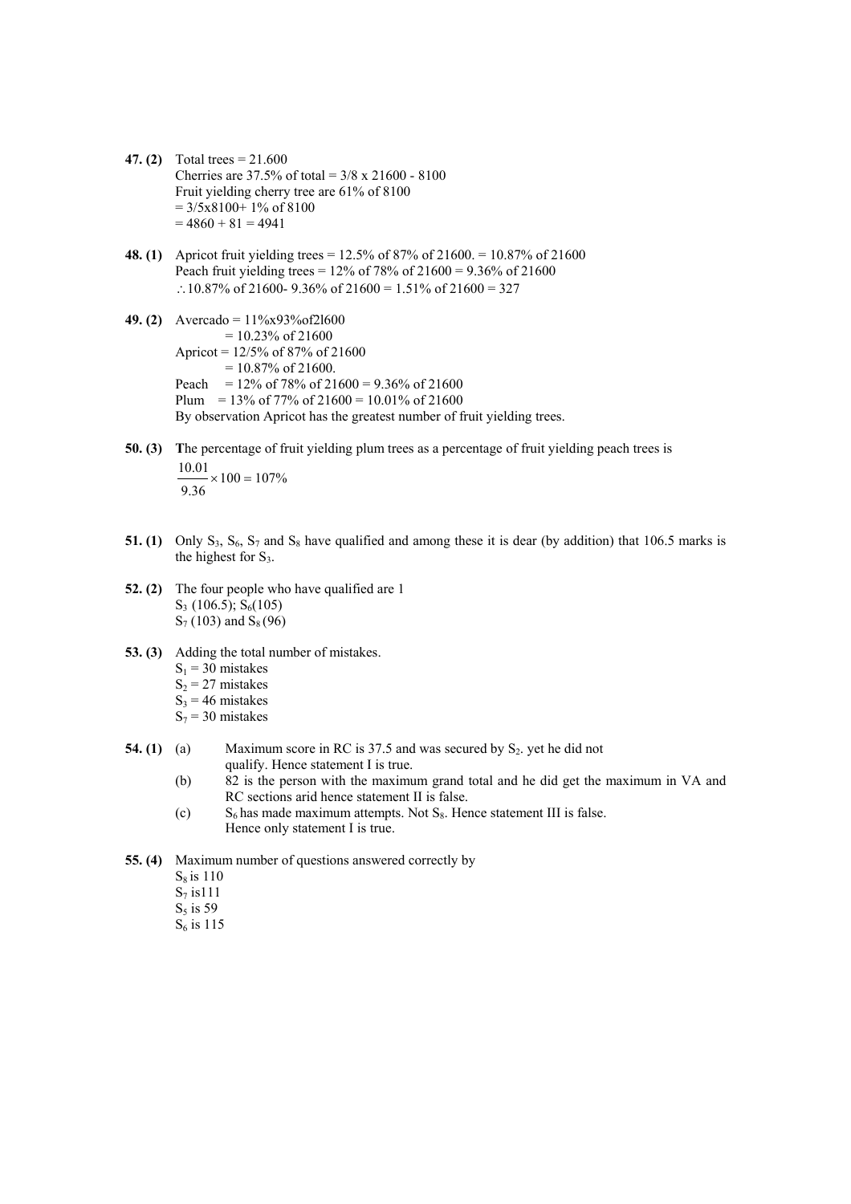**47. (2)** Total trees = 21.600
Cherries are 37.5% of total = 3/8 x 21600 - 8100
Fruit yielding cherry tree are 61% of 8100
= 3/5x8100+ 1% of 8100
= 4860 + 81 = 4941

**48. (1)** Apricot fruit yielding trees = 12.5% of 87% of 21600. = 10.87% of 21600
Peach fruit yielding trees = 12% of 78% of 21600 = 9.36% of 21600
$\therefore$ 10.87% of 21600- 9.36% of 21600 = 1.51% of 21600 = 327

**49. (2)** Avercado = 11%x93%of2l600
= 10.23% of 21600
Apricot = 12/5% of 87% of 21600
= 10.87% of 21600.
Peach = 12% of 78% of 21600 = 9.36% of 21600
Plum = 13% of 77% of 21600 = 10.01% of 21600
By observation Apricot has the greatest number of fruit yielding trees.

**50. (3)** **T**he percentage of fruit yielding plum trees as a percentage of fruit yielding peach trees is

$$\frac{10.01}{9.36} \times 100 = 107\%$$

**51. (1)** Only $S_3$, $S_6$, $S_7$ and $S_8$ have qualified and among these it is dear (by addition) that 106.5 marks is the highest for $S_3$.

**52. (2)** The four people who have qualified are 1
$S_3$ (106.5); $S_6$(105)
$S_7$ (103) and $S_8$ (96)

**53. (3)** Adding the total number of mistakes.
$S_1$ = 30 mistakes
$S_2$ = 27 mistakes
$S_3$ = 46 mistakes
$S_7$ = 30 mistakes

**54. (1)**
(a) Maximum score in RC is 37.5 and was secured by $S_2$. yet he did not qualify. Hence statement I is true.
(b) 82 is the person with the maximum grand total and he did get the maximum in VA and RC sections arid hence statement II is false.
(c) $S_6$ has made maximum attempts. Not $S_8$. Hence statement III is false.
Hence only statement I is true.

**55. (4)** Maximum number of questions answered correctly by
$S_8$ is 110
$S_7$ is111
$S_5$ is 59
$S_6$ is 115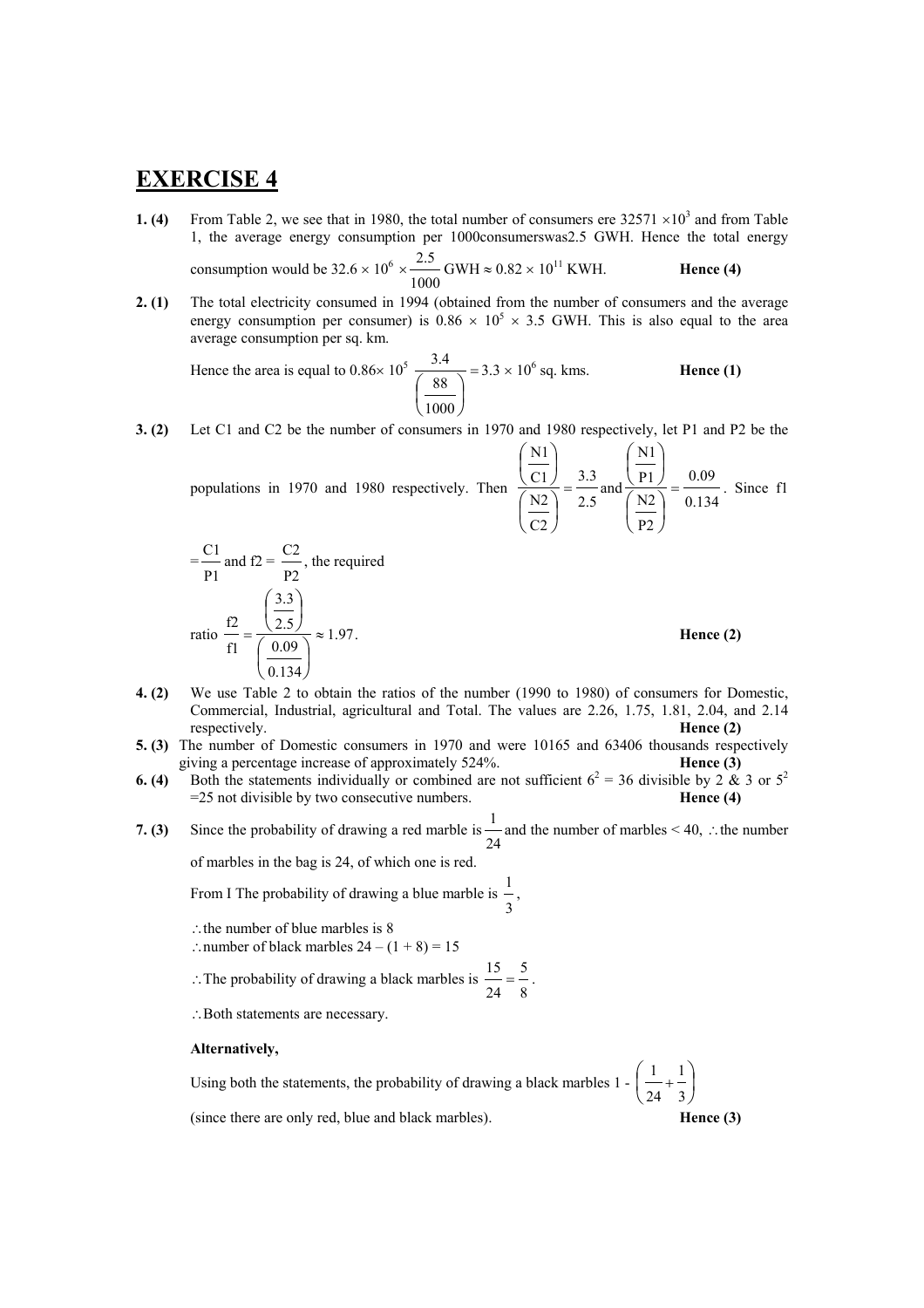# EXERCISE 4

**1. (4)** From Table 2, we see that in 1980, the total number of consumers ere $32571 \times 10^3$ and from Table 1, the average energy consumption per 1000consumerswas2.5 GWH. Hence the total energy consumption would be $32.6 \times 10^6 \times \frac{2.5}{1000}$ GWH $\approx 0.82 \times 10^{11}$ KWH. **Hence (4)**

**2. (1)** The total electricity consumed in 1994 (obtained from the number of consumers and the average energy consumption per consumer) is $0.86 \times 10^5 \times 3.5$ GWH. This is also equal to the area average consumption per sq. km.

Hence the area is equal to $0.86\times 10^5 \frac{3.4}{\left(\frac{88}{1000}\right)} = 3.3 \times 10^6$ sq. kms. **Hence (1)**

**3. (2)** Let C1 and C2 be the number of consumers in 1970 and 1980 respectively, let P1 and P2 be the populations in 1970 and 1980 respectively. Then $\frac{\left(\frac{N1}{C1}\right)}{\left(\frac{N2}{C2}\right)} = \frac{3.3}{2.5}$ and $\frac{\left(\frac{N1}{P1}\right)}{\left(\frac{N2}{P2}\right)} = \frac{0.09}{0.134}$. Since f1 $= \frac{C1}{P1}$ and f2 = $\frac{C2}{P2}$, the required

ratio $\frac{f2}{f1} = \frac{\left(\frac{3.3}{2.5}\right)}{\left(\frac{0.09}{0.134}\right)} \approx 1.97$. **Hence (2)**

**4. (2)** We use Table 2 to obtain the ratios of the number (1990 to 1980) of consumers for Domestic, Commercial, Industrial, agricultural and Total. The values are 2.26, 1.75, 1.81, 2.04, and 2.14 respectively. **Hence (2)**

**5. (3)** The number of Domestic consumers in 1970 and were 10165 and 63406 thousands respectively giving a percentage increase of approximately 524%. **Hence (3)**

**6. (4)** Both the statements individually or combined are not sufficient $6^2 = 36$ divisible by 2 & 3 or $5^2 = 25$ not divisible by two consecutive numbers. **Hence (4)**

**7. (3)** Since the probability of drawing a red marble is $\frac{1}{24}$ and the number of marbles < 40, $\therefore$ the number of marbles in the bag is 24, of which one is red.

From I The probability of drawing a blue marble is $\frac{1}{3}$,

$\therefore$ the number of blue marbles is 8

$\therefore$ number of black marbles $24 - (1 + 8) = 15$

$\therefore$ The probability of drawing a black marbles is $\frac{15}{24} = \frac{5}{8}$.

$\therefore$ Both statements are necessary.

**Alternatively,**

Using both the statements, the probability of drawing a black marbles $1 - \left(\frac{1}{24} + \frac{1}{3}\right)$

(since there are only red, blue and black marbles). **Hence (3)**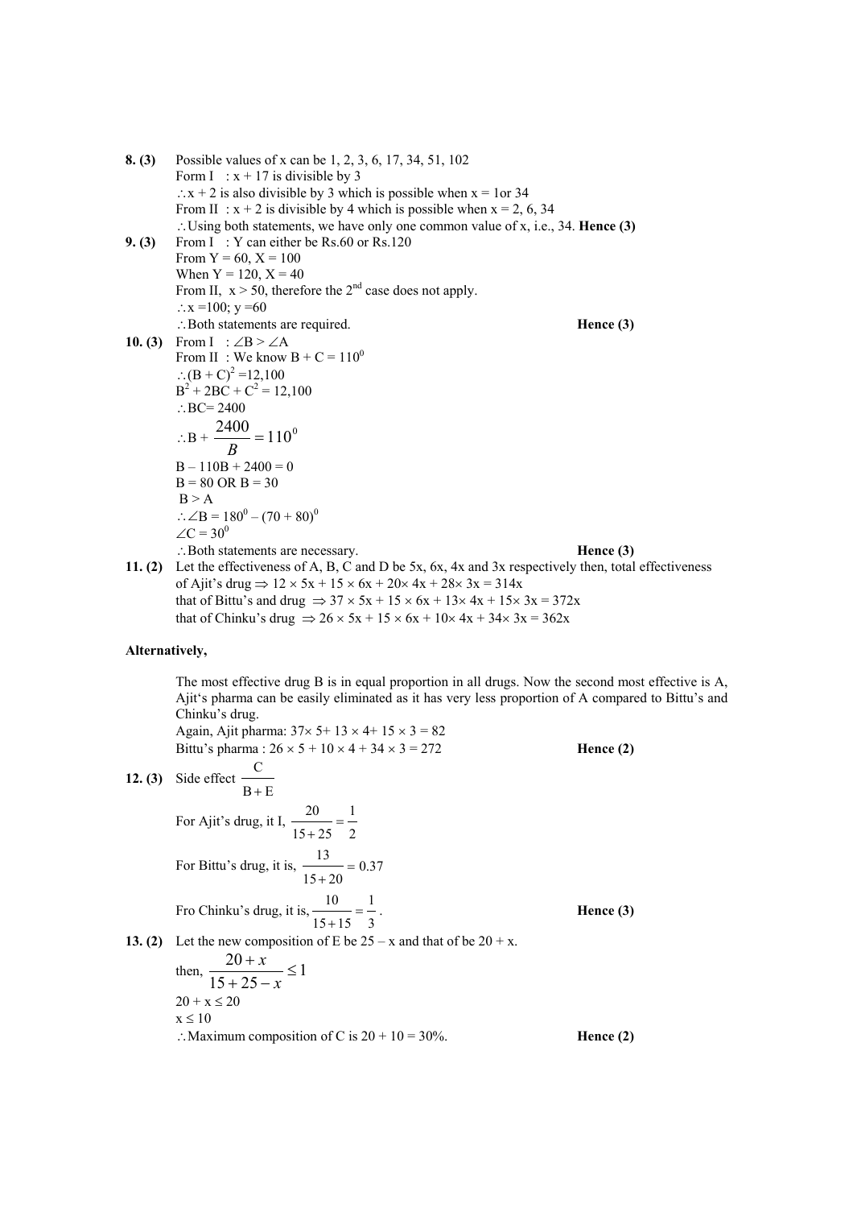**8. (3)** Possible values of x can be 1, 2, 3, 6, 17, 34, 51, 102

Form I : x + 17 is divisible by 3

∴ x + 2 is also divisible by 3 which is possible when x = 1or 34

From II : x + 2 is divisible by 4 which is possible when x = 2, 6, 34

∴ Using both statements, we have only one common value of x, i.e., 34. **Hence (3)**

**9. (3)** From I : Y can either be Rs.60 or Rs.120

From Y = 60, X = 100

When Y = 120, X = 40

From II, x > 50, therefore the 2nd case does not apply.

∴ x =100; y =60

∴ Both statements are required. **Hence (3)**

**10. (3)** From I : ∠B > ∠A

From II : We know B + C = $110^0$

∴ $(B + C)^2$ =12,100

$B^2 + 2BC + C^2$ = 12,100

∴ BC= 2400

$\therefore B + \frac{2400}{B} = 110^0$

B – 110B + 2400 = 0

B = 80 OR B = 30

B > A

∴ ∠B = $180^0 – (70 + 80)^0$

∠C = $30^0$

∴ Both statements are necessary. **Hence (3)**

**11. (2)** Let the effectiveness of A, B, C and D be 5x, 6x, 4x and 3x respectively then, total effectiveness of Ajit's drug ⇒ 12 × 5x + 15 × 6x + 20× 4x + 28× 3x = 314x

that of Bittu's and drug ⇒ 37 × 5x + 15 × 6x + 13× 4x + 15× 3x = 372x

that of Chinku's drug ⇒ 26 × 5x + 15 × 6x + 10× 4x + 34× 3x = 362x

**Alternatively,**

The most effective drug B is in equal proportion in all drugs. Now the second most effective is A, Ajit's pharma can be easily eliminated as it has very less proportion of A compared to Bittu's and Chinku's drug.

Again, Ajit pharma: 37× 5+ 13 × 4+ 15 × 3 = 82

Bittu's pharma : 26 × 5 + 10 × 4 + 34 × 3 = 272 **Hence (2)**

**12. (3)** Side effect $\frac{C}{B+E}$

For Ajit's drug, it I, $\frac{20}{15+25} = \frac{1}{2}$

For Bittu's drug, it is, $\frac{13}{15+20} = 0.37$

Fro Chinku's drug, it is, $\frac{10}{15+15} = \frac{1}{3}$. **Hence (3)**

**13. (2)** Let the new composition of E be 25 – x and that of be 20 + x.

then, $\frac{20+x}{15+25-x} \le 1$

20 + x ≤ 20

x ≤ 10

∴ Maximum composition of C is 20 + 10 = 30%. **Hence (2)**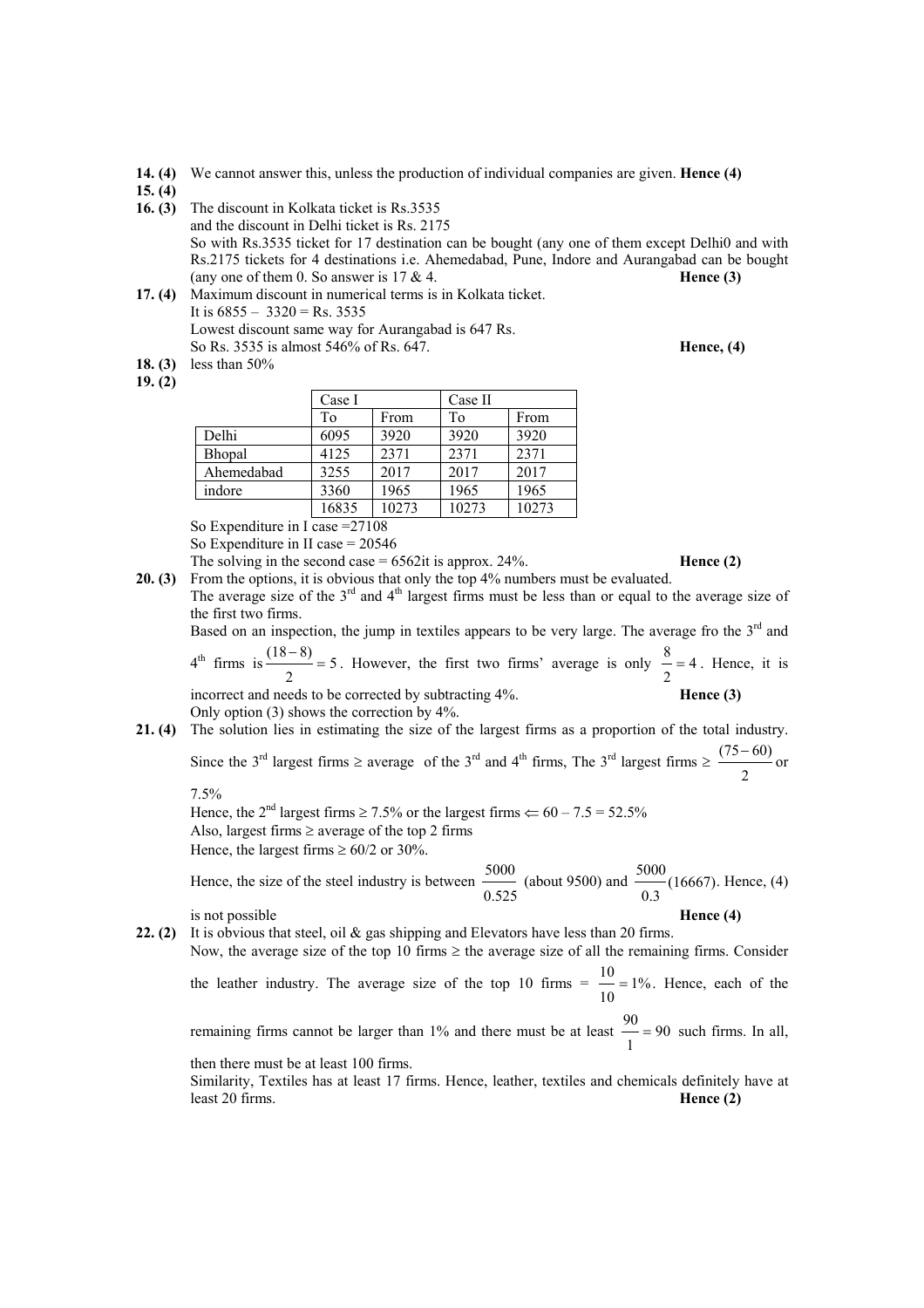**14. (4)** We cannot answer this, unless the production of individual companies are given. **Hence (4)**

**15. (4)**

**16. (3)** The discount in Kolkata ticket is Rs.3535
and the discount in Delhi ticket is Rs. 2175
So with Rs.3535 ticket for 17 destination can be bought (any one of them except Delhi0 and with Rs.2175 tickets for 4 destinations i.e. Ahemedabad, Pune, Indore and Aurangabad can be bought (any one of them 0. So answer is 17 & 4. **Hence (3)**

**17. (4)** Maximum discount in numerical terms is in Kolkata ticket.
It is 6855 – 3320 = Rs. 3535
Lowest discount same way for Aurangabad is 647 Rs.
So Rs. 3535 is almost 546% of Rs. 647. **Hence, (4)**

**18. (3)** less than 50%

**19. (2)**

| | Case I | | Case II | |
|---|---|---|---|---|
| | To | From | To | From |
| Delhi | 6095 | 3920 | 3920 | 3920 |
| Bhopal | 4125 | 2371 | 2371 | 2371 |
| Ahemedabad | 3255 | 2017 | 2017 | 2017 |
| indore | 3360 | 1965 | 1965 | 1965 |
| | 16835 | 10273 | 10273 | 10273 |

So Expenditure in I case =27108
So Expenditure in II case = 20546
The solving in the second case = 6562it is approx. 24%. **Hence (2)**

**20. (3)** From the options, it is obvious that only the top 4% numbers must be evaluated.
The average size of the 3rd and 4th largest firms must be less than or equal to the average size of the first two firms.
Based on an inspection, the jump in textiles appears to be very large. The average fro the 3rd and 4th firms is $\frac{(18-8)}{2}=5$. However, the first two firms' average is only $\frac{8}{2}=4$. Hence, it is incorrect and needs to be corrected by subtracting 4%. **Hence (3)**
Only option (3) shows the correction by 4%.

**21. (4)** The solution lies in estimating the size of the largest firms as a proportion of the total industry.
Since the 3rd largest firms ≥ average of the 3rd and 4th firms, The 3rd largest firms ≥ $\frac{(75-60)}{2}$ or 7.5%
Hence, the 2nd largest firms ≥ 7.5% or the largest firms ⇐ 60 – 7.5 = 52.5%
Also, largest firms ≥ average of the top 2 firms
Hence, the largest firms ≥ 60/2 or 30%.
Hence, the size of the steel industry is between $\frac{5000}{0.525}$ (about 9500) and $\frac{5000}{0.3}$(16667). Hence, (4) is not possible **Hence (4)**

**22. (2)** It is obvious that steel, oil & gas shipping and Elevators have less than 20 firms.
Now, the average size of the top 10 firms ≥ the average size of all the remaining firms. Consider the leather industry. The average size of the top 10 firms = $\frac{10}{10}=1\%$. Hence, each of the remaining firms cannot be larger than 1% and there must be at least $\frac{90}{1}=90$ such firms. In all, then there must be at least 100 firms.
Similarity, Textiles has at least 17 firms. Hence, leather, textiles and chemicals definitely have at least 20 firms. **Hence (2)**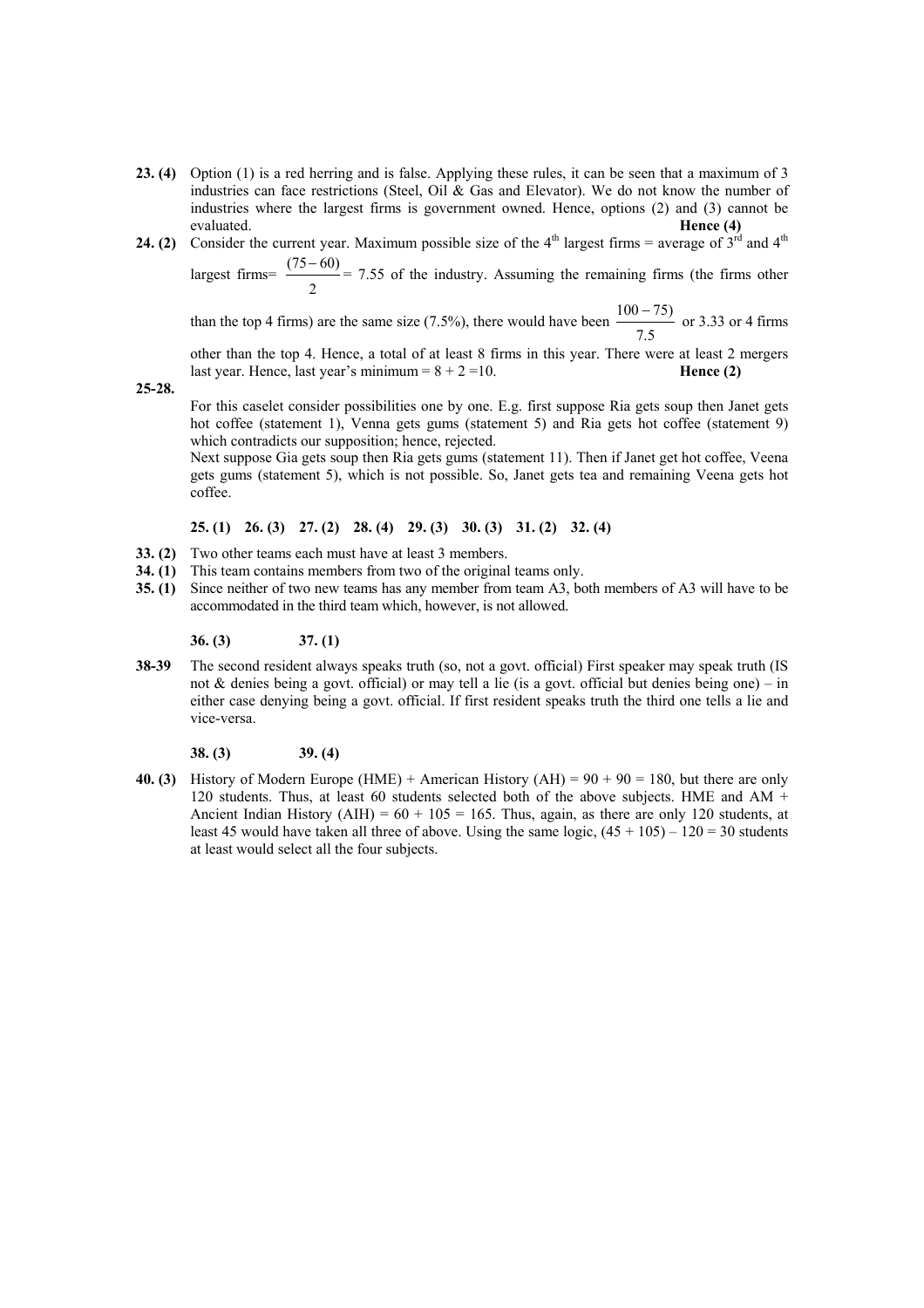**23. (4)** Option (1) is a red herring and is false. Applying these rules, it can be seen that a maximum of 3 industries can face restrictions (Steel, Oil & Gas and Elevator). We do not know the number of industries where the largest firms is government owned. Hence, options (2) and (3) cannot be evaluated. **Hence (4)**

**24. (2)** Consider the current year. Maximum possible size of the 4th largest firms = average of 3rd and 4th largest firms= $\frac{(75-60)}{2}$ = 7.55 of the industry. Assuming the remaining firms (the firms other than the top 4 firms) are the same size (7.5%), there would have been $\frac{100-75)}{7.5}$ or 3.33 or 4 firms other than the top 4. Hence, a total of at least 8 firms in this year. There were at least 2 mergers last year. Hence, last year's minimum = 8 + 2 =10. **Hence (2)**

**25-28.**

For this caselet consider possibilities one by one. E.g. first suppose Ria gets soup then Janet gets hot coffee (statement 1), Venna gets gums (statement 5) and Ria gets hot coffee (statement 9) which contradicts our supposition; hence, rejected.

Next suppose Gia gets soup then Ria gets gums (statement 11). Then if Janet get hot coffee, Veena gets gums (statement 5), which is not possible. So, Janet gets tea and remaining Veena gets hot coffee.

**25. (1) 26. (3) 27. (2) 28. (4) 29. (3) 30. (3) 31. (2) 32. (4)**

**33. (2)** Two other teams each must have at least 3 members.

**34. (1)** This team contains members from two of the original teams only.

**35. (1)** Since neither of two new teams has any member from team A3, both members of A3 will have to be accommodated in the third team which, however, is not allowed.

**36. (3) 37. (1)**

**38-39** The second resident always speaks truth (so, not a govt. official) First speaker may speak truth (IS not & denies being a govt. official) or may tell a lie (is a govt. official but denies being one) – in either case denying being a govt. official. If first resident speaks truth the third one tells a lie and vice-versa.

**38. (3) 39. (4)**

**40. (3)** History of Modern Europe (HME) + American History (AH) = 90 + 90 = 180, but there are only 120 students. Thus, at least 60 students selected both of the above subjects. HME and AM + Ancient Indian History (AIH) = 60 + 105 = 165. Thus, again, as there are only 120 students, at least 45 would have taken all three of above. Using the same logic, (45 + 105) – 120 = 30 students at least would select all the four subjects.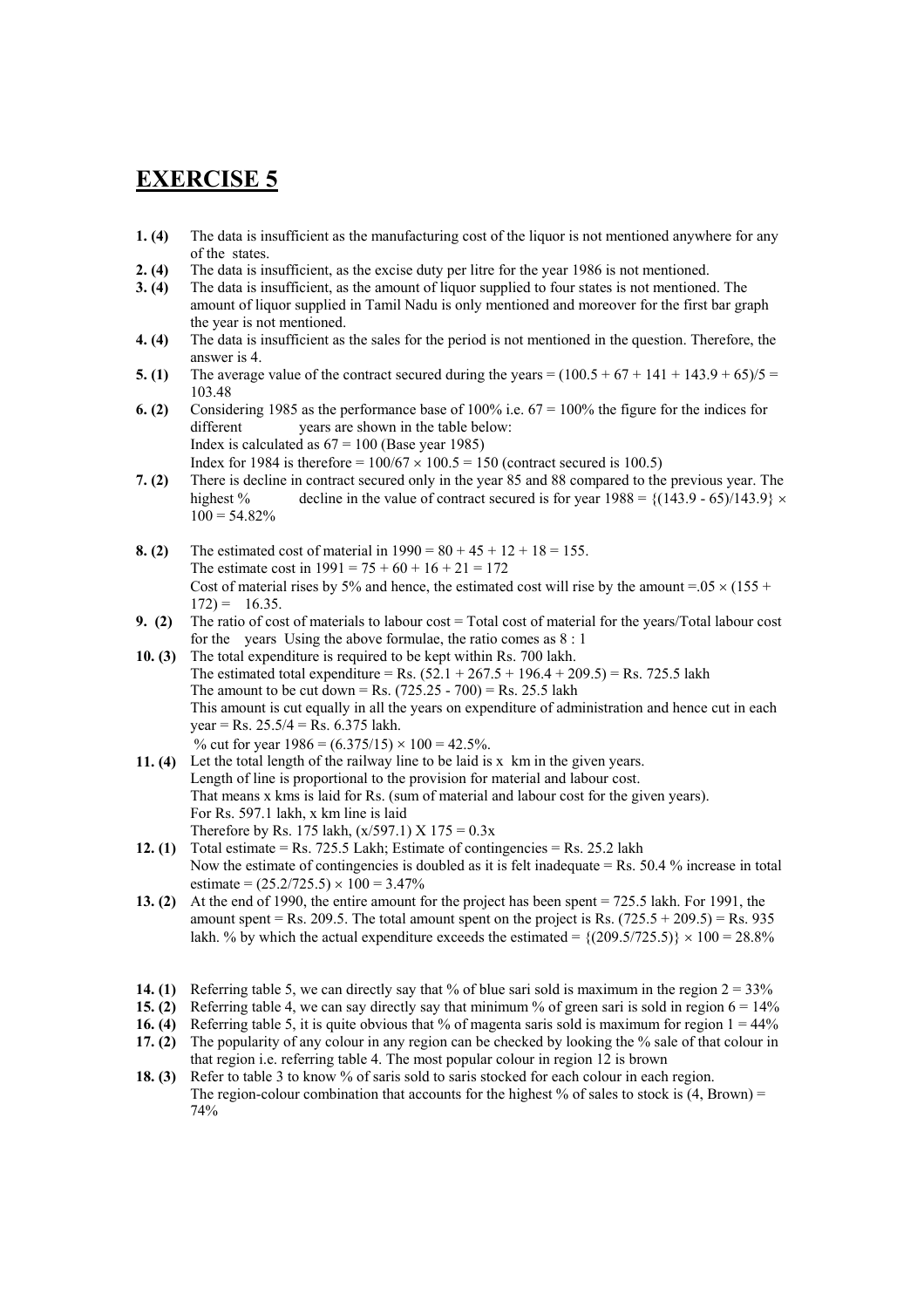# EXERCISE 5

**1. (4)** The data is insufficient as the manufacturing cost of the liquor is not mentioned anywhere for any of the states.

**2. (4)** The data is insufficient, as the excise duty per litre for the year 1986 is not mentioned.

**3. (4)** The data is insufficient, as the amount of liquor supplied to four states is not mentioned. The amount of liquor supplied in Tamil Nadu is only mentioned and moreover for the first bar graph the year is not mentioned.

**4. (4)** The data is insufficient as the sales for the period is not mentioned in the question. Therefore, the answer is 4.

**5. (1)** The average value of the contract secured during the years = $(100.5 + 67 + 141 + 143.9 + 65)/5 = 103.48$

**6. (2)** Considering 1985 as the performance base of 100% i.e. 67 = 100% the figure for the indices for different years are shown in the table below:
Index is calculated as 67 = 100 (Base year 1985)
Index for 1984 is therefore = $100/67 \times 100.5 = 150$ (contract secured is 100.5)

**7. (2)** There is decline in contract secured only in the year 85 and 88 compared to the previous year. The highest % decline in the value of contract secured is for year 1988 = $\{(143.9 - 65)/143.9\} \times 100 = 54.82\%$

**8. (2)** The estimated cost of material in 1990 = $80 + 45 + 12 + 18 = 155$.
The estimate cost in 1991 = $75 + 60 + 16 + 21 = 172$
Cost of material rises by 5% and hence, the estimated cost will rise by the amount $= .05 \times (155 + 172) = 16.35$.

**9. (2)** The ratio of cost of materials to labour cost = Total cost of material for the years/Total labour cost for the years Using the above formulae, the ratio comes as 8 : 1

**10. (3)** The total expenditure is required to be kept within Rs. 700 lakh.
The estimated total expenditure = Rs. $(52.1 + 267.5 + 196.4 + 209.5)$ = Rs. 725.5 lakh
The amount to be cut down = Rs. $(725.25 - 700)$ = Rs. 25.5 lakh
This amount is cut equally in all the years on expenditure of administration and hence cut in each year = Rs. $25.5/4$ = Rs. 6.375 lakh.
% cut for year 1986 = $(6.375/15) \times 100 = 42.5\%$.

**11. (4)** Let the total length of the railway line to be laid is x km in the given years.
Length of line is proportional to the provision for material and labour cost.
That means x kms is laid for Rs. (sum of material and labour cost for the given years).
For Rs. 597.1 lakh, x km line is laid
Therefore by Rs. 175 lakh, $(x/597.1) \times 175 = 0.3x$

**12. (1)** Total estimate = Rs. 725.5 Lakh; Estimate of contingencies = Rs. 25.2 lakh
Now the estimate of contingencies is doubled as it is felt inadequate = Rs. 50.4 % increase in total estimate = $(25.2/725.5) \times 100 = 3.47\%$

**13. (2)** At the end of 1990, the entire amount for the project has been spent = 725.5 lakh. For 1991, the amount spent = Rs. 209.5. The total amount spent on the project is Rs. $(725.5 + 209.5)$ = Rs. 935 lakh. % by which the actual expenditure exceeds the estimated = $\{(209.5/725.5)\} \times 100 = 28.8\%$

**14. (1)** Referring table 5, we can directly say that % of blue sari sold is maximum in the region 2 = 33%

**15. (2)** Referring table 4, we can say directly say that minimum % of green sari is sold in region 6 = 14%

**16. (4)** Referring table 5, it is quite obvious that % of magenta saris sold is maximum for region 1 = 44%

**17. (2)** The popularity of any colour in any region can be checked by looking the % sale of that colour in that region i.e. referring table 4. The most popular colour in region 12 is brown

**18. (3)** Refer to table 3 to know % of saris sold to saris stocked for each colour in each region.
The region-colour combination that accounts for the highest % of sales to stock is (4, Brown) = 74%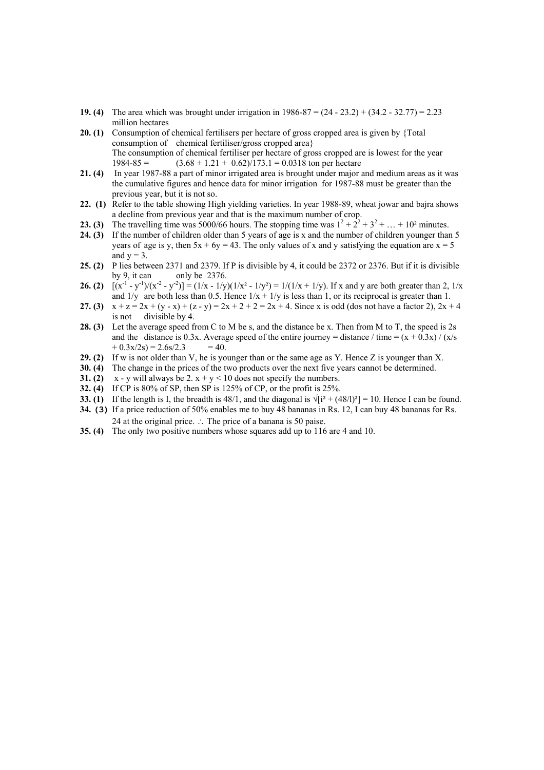**19. (4)** The area which was brought under irrigation in 1986-87 = (24 - 23.2) + (34.2 - 32.77) = 2.23 million hectares

**20. (1)** Consumption of chemical fertilisers per hectare of gross cropped area is given by {Total consumption of chemical fertiliser/gross cropped area}
The consumption of chemical fertiliser per hectare of gross cropped are is lowest for the year 1984-85 = (3.68 + 1.21 + 0.62)/173.1 = 0.0318 ton per hectare

**21. (4)** In year 1987-88 a part of minor irrigated area is brought under major and medium areas as it was the cumulative figures and hence data for minor irrigation for 1987-88 must be greater than the previous year, but it is not so.

**22. (1)** Refer to the table showing High yielding varieties. In year 1988-89, wheat jowar and bajra shows a decline from previous year and that is the maximum number of crop.

**23. (3)** The travelling time was 5000/66 hours. The stopping time was $1^2 + 2^2 + 3^2 + \ldots + 10^2$ minutes.

**24. (3)** If the number of children older than 5 years of age is x and the number of children younger than 5 years of age is y, then $5x + 6y = 43$. The only values of x and y satisfying the equation are $x = 5$ and $y = 3$.

**25. (2)** P lies between 2371 and 2379. If P is divisible by 4, it could be 2372 or 2376. But if it is divisible by 9, it can only be 2376.

**26. (2)** $[(x^{-1} - y^{-1})/(x^{-2} - y^{-2})] = (1/x - 1/y)(1/x^2 - 1/y^2) = 1/(1/x + 1/y)$. If x and y are both greater than 2, 1/x and 1/y are both less than 0.5. Hence $1/x + 1/y$ is less than 1, or its reciprocal is greater than 1.

**27. (3)** $x + z = 2x + (y - x) + (z - y) = 2x + 2 + 2 = 2x + 4$. Since x is odd (dos not have a factor 2), $2x + 4$ is not divisible by 4.

**28. (3)** Let the average speed from C to M be s, and the distance be x. Then from M to T, the speed is 2s and the distance is 0.3x. Average speed of the entire journey = distance / time = $(x + 0.3x) / (x/s + 0.3x/2s) = 2.6s/2.3 = 40$.

**29. (2)** If w is not older than V, he is younger than or the same age as Y. Hence Z is younger than X.

**30. (4)** The change in the prices of the two products over the next five years cannot be determined.

**31. (2)** $x - y$ will always be 2. $x + y < 10$ does not specify the numbers.

**32. (4)** If CP is 80% of SP, then SP is 125% of CP, or the profit is 25%.

**33. (1)** If the length is I, the breadth is 48/1, and the diagonal is $\sqrt{[i^2 + (48/l)^2]} = 10$. Hence I can be found.

**34. (3)** If a price reduction of 50% enables me to buy 48 bananas in Rs. 12, I can buy 48 bananas for Rs. 24 at the original price. ∴ The price of a banana is 50 paise.

**35. (4)** The only two positive numbers whose squares add up to 116 are 4 and 10.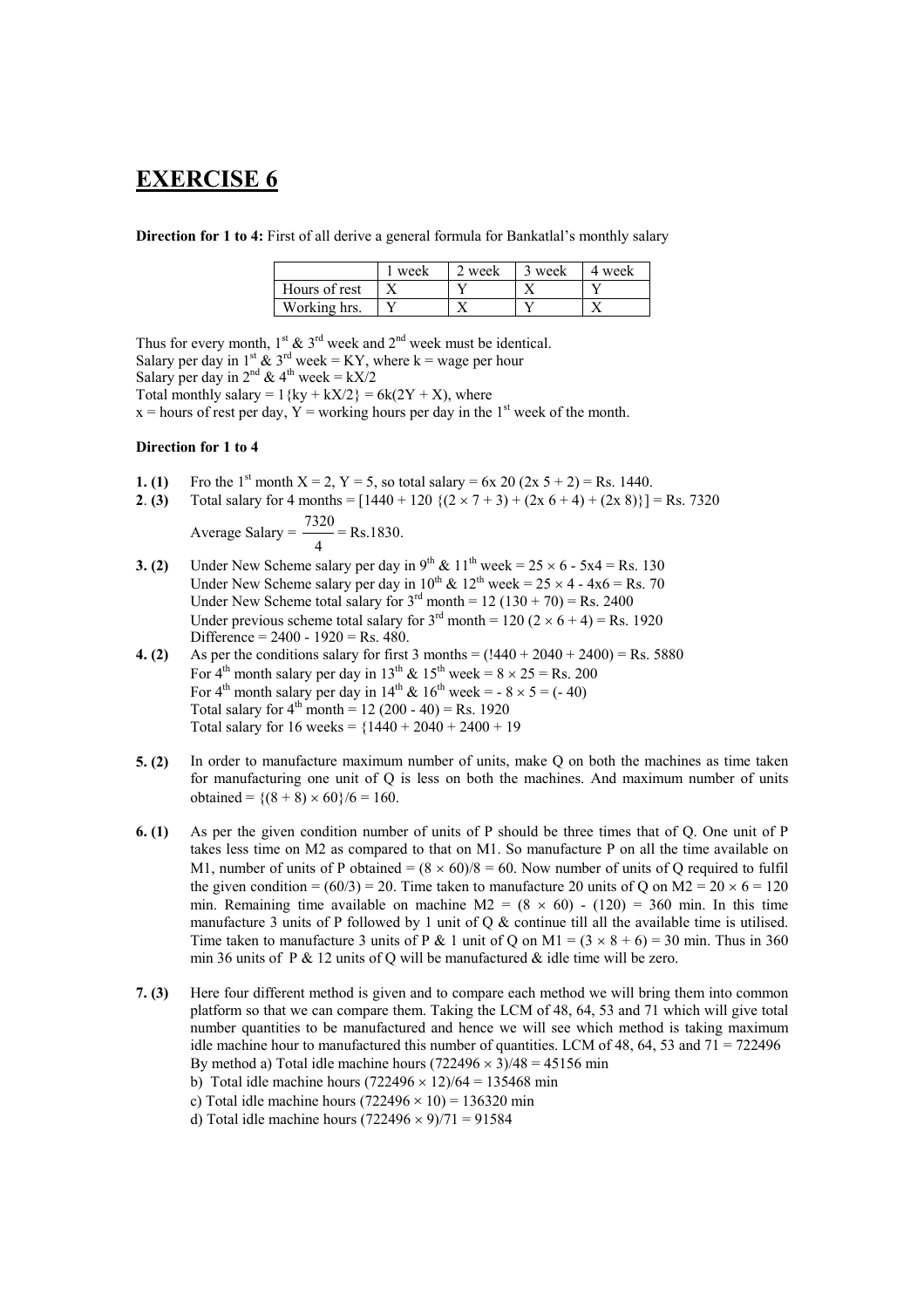# EXERCISE 6

**Direction for 1 to 4:** First of all derive a general formula for Bankatlal's monthly salary

| | 1 week | 2 week | 3 week | 4 week |
|---|---|---|---|---|
| Hours of rest | X | Y | X | Y |
| Working hrs. | Y | X | Y | X |

Thus for every month, $1^{st}$ & $3^{rd}$ week and $2^{nd}$ week must be identical.
Salary per day in $1^{st}$ & $3^{rd}$ week = KY, where k = wage per hour
Salary per day in $2^{nd}$ & $4^{th}$ week = kX/2
Total monthly salary = 1{ky + kX/2} = 6k(2Y + X), where
x = hours of rest per day, Y = working hours per day in the $1^{st}$ week of the month.

**Direction for 1 to 4**

**1. (1)** Fro the $1^{st}$ month X = 2, Y = 5, so total salary = 6x 20 (2x 5 + 2) = Rs. 1440.

**2. (3)** Total salary for 4 months = [1440 + 120 {(2 × 7 + 3) + (2x 6 + 4) + (2x 8)}] = Rs. 7320

Average Salary = $\frac{7320}{4}$ = Rs.1830.

**3. (2)** Under New Scheme salary per day in $9^{th}$ & $11^{th}$ week = 25 × 6 - 5x4 = Rs. 130
Under New Scheme salary per day in $10^{th}$ & $12^{th}$ week = 25 × 4 - 4x6 = Rs. 70
Under New Scheme total salary for $3^{rd}$ month = 12 (130 + 70) = Rs. 2400
Under previous scheme total salary for $3^{rd}$ month = 120 (2 × 6 + 4) = Rs. 1920
Difference = 2400 - 1920 = Rs. 480.

**4. (2)** As per the conditions salary for first 3 months = (!440 + 2040 + 2400) = Rs. 5880
For $4^{th}$ month salary per day in $13^{th}$ & $15^{th}$ week = 8 × 25 = Rs. 200
For $4^{th}$ month salary per day in $14^{th}$ & $16^{th}$ week = - 8 × 5 = (- 40)
Total salary for $4^{th}$ month = 12 (200 - 40) = Rs. 1920
Total salary for 16 weeks = {1440 + 2040 + 2400 + 19

**5. (2)** In order to manufacture maximum number of units, make Q on both the machines as time taken for manufacturing one unit of Q is less on both the machines. And maximum number of units obtained = {(8 + 8) × 60}/6 = 160.

**6. (1)** As per the given condition number of units of P should be three times that of Q. One unit of P takes less time on M2 as compared to that on M1. So manufacture P on all the time available on M1, number of units of P obtained = (8 × 60)/8 = 60. Now number of units of Q required to fulfil the given condition = (60/3) = 20. Time taken to manufacture 20 units of Q on M2 = 20 × 6 = 120 min. Remaining time available on machine M2 = (8 × 60) - (120) = 360 min. In this time manufacture 3 units of P followed by 1 unit of Q & continue till all the available time is utilised. Time taken to manufacture 3 units of P & 1 unit of Q on M1 = (3 × 8 + 6) = 30 min. Thus in 360 min 36 units of P & 12 units of Q will be manufactured & idle time will be zero.

**7. (3)** Here four different method is given and to compare each method we will bring them into common platform so that we can compare them. Taking the LCM of 48, 64, 53 and 71 which will give total number quantities to be manufactured and hence we will see which method is taking maximum idle machine hour to manufactured this number of quantities. LCM of 48, 64, 53 and 71 = 722496
By method a) Total idle machine hours (722496 × 3)/48 = 45156 min
b) Total idle machine hours (722496 × 12)/64 = 135468 min
c) Total idle machine hours (722496 × 10) = 136320 min
d) Total idle machine hours (722496 × 9)/71 = 91584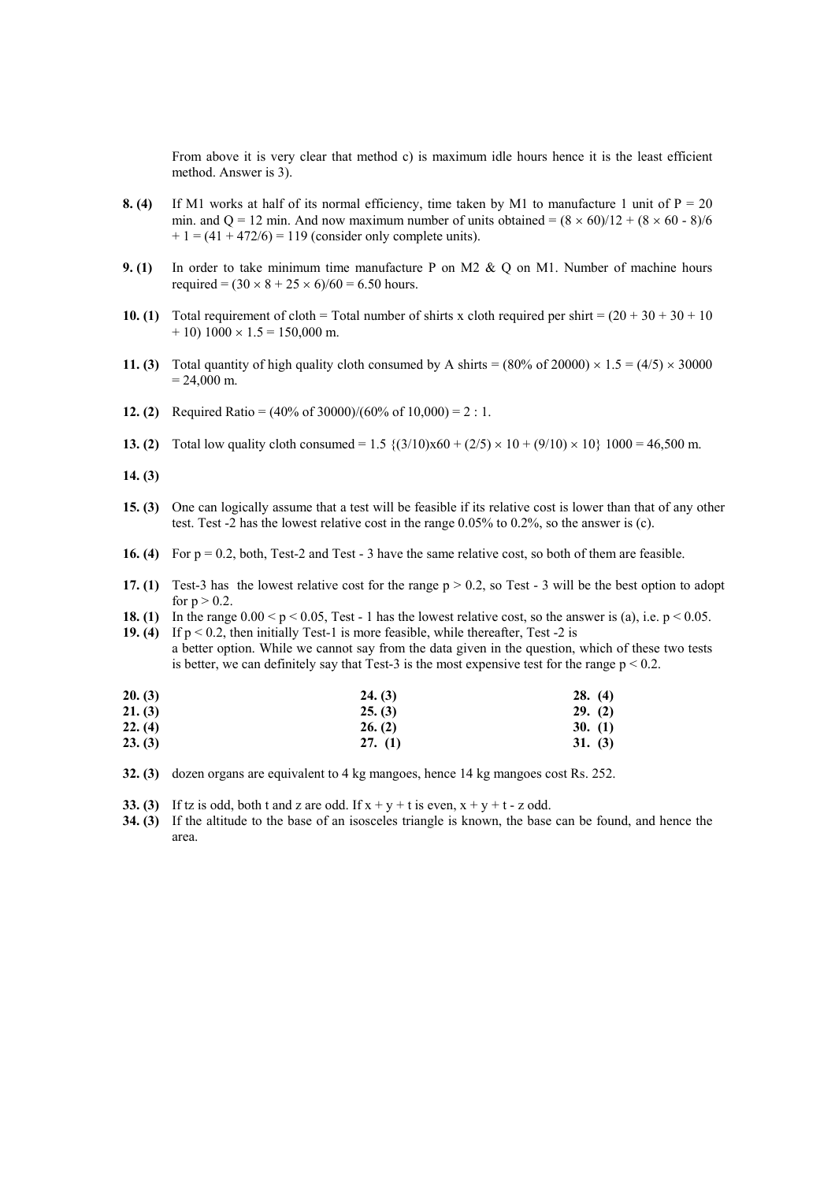From above it is very clear that method c) is maximum idle hours hence it is the least efficient method. Answer is 3).

**8. (4)** If M1 works at half of its normal efficiency, time taken by M1 to manufacture 1 unit of P = 20 min. and Q = 12 min. And now maximum number of units obtained = $(8 \times 60)/12 + (8 \times 60 - 8)/6 + 1 = (41 + 472/6) = 119$ (consider only complete units).

**9. (1)** In order to take minimum time manufacture P on M2 & Q on M1. Number of machine hours required = $(30 \times 8 + 25 \times 6)/60 = 6.50$ hours.

**10. (1)** Total requirement of cloth = Total number of shirts x cloth required per shirt = $(20 + 30 + 30 + 10 + 10)\ 1000 \times 1.5 = 150{,}000$ m.

**11. (3)** Total quantity of high quality cloth consumed by A shirts = $(80\% \text{ of } 20000) \times 1.5 = (4/5) \times 30000 = 24{,}000$ m.

**12. (2)** Required Ratio = $(40\% \text{ of } 30000)/(60\% \text{ of } 10{,}000) = 2 : 1$.

**13. (2)** Total low quality cloth consumed = $1.5\ \{(3/10)x60 + (2/5) \times 10 + (9/10) \times 10\}\ 1000 = 46{,}500$ m.

**14. (3)**

**15. (3)** One can logically assume that a test will be feasible if its relative cost is lower than that of any other test. Test -2 has the lowest relative cost in the range 0.05% to 0.2%, so the answer is (c).

**16. (4)** For $p = 0.2$, both, Test-2 and Test - 3 have the same relative cost, so both of them are feasible.

**17. (1)** Test-3 has the lowest relative cost for the range $p > 0.2$, so Test - 3 will be the best option to adopt for $p > 0.2$.

**18. (1)** In the range $0.00 < p < 0.05$, Test - 1 has the lowest relative cost, so the answer is (a), i.e. $p < 0.05$.

**19. (4)** If $p < 0.2$, then initially Test-1 is more feasible, while thereafter, Test -2 is a better option. While we cannot say from the data given in the question, which of these two tests is better, we can definitely say that Test-3 is the most expensive test for the range $p < 0.2$.

| | | |
|---|---|---|
| **20. (3)** | **24. (3)** | **28. (4)** |
| **21. (3)** | **25. (3)** | **29. (2)** |
| **22. (4)** | **26. (2)** | **30. (1)** |
| **23. (3)** | **27. (1)** | **31. (3)** |

**32. (3)** dozen organs are equivalent to 4 kg mangoes, hence 14 kg mangoes cost Rs. 252.

**33. (3)** If tz is odd, both t and z are odd. If $x + y + t$ is even, $x + y + t - z$ odd.

**34. (3)** If the altitude to the base of an isosceles triangle is known, the base can be found, and hence the area.